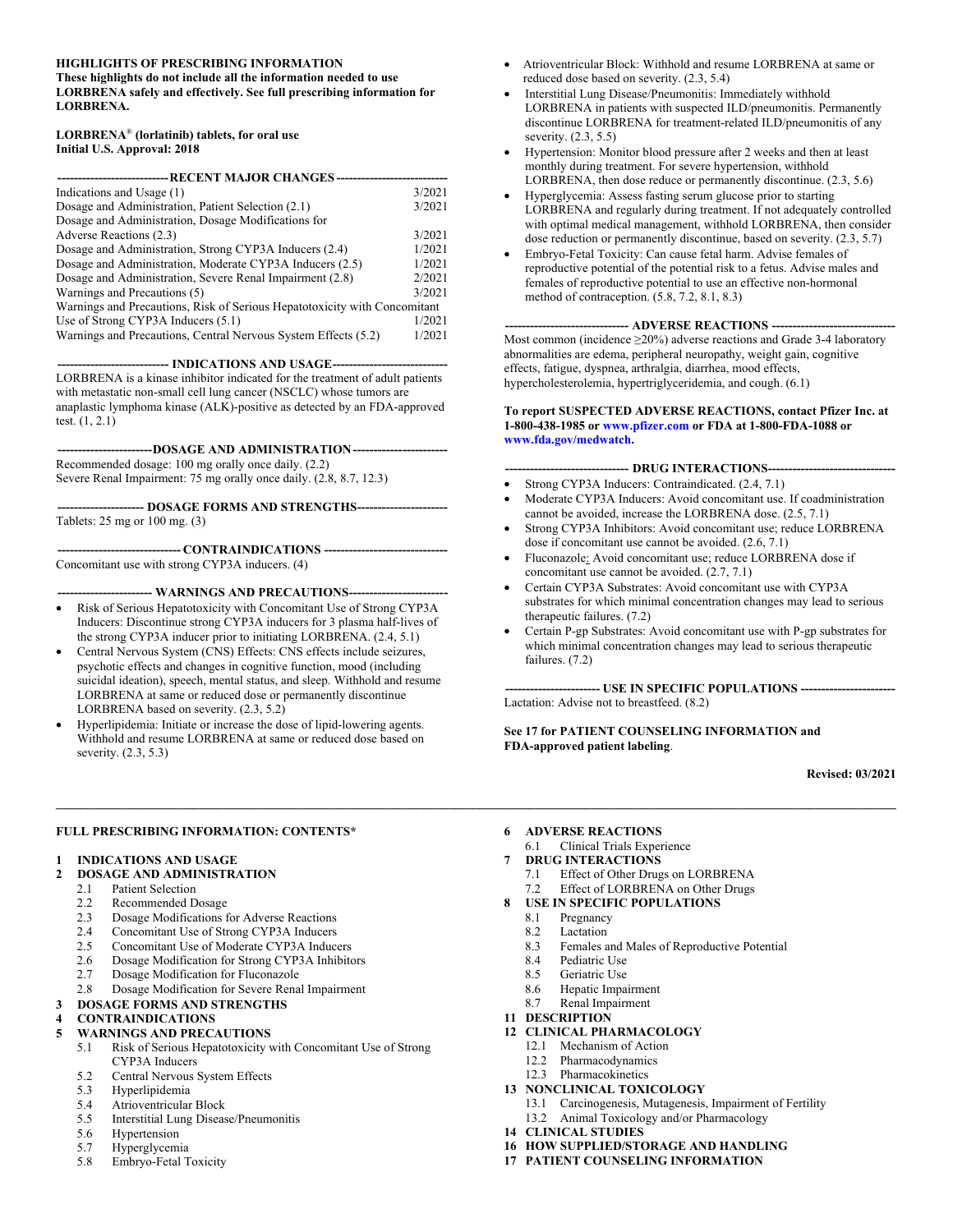**HIGHLIGHTS OF PRESCRIBING INFORMATION**
**These highlights do not include all the information needed to use LORBRENA safely and effectively. See full prescribing information for LORBRENA.**

**LORBRENA® (lorlatinib) tablets, for oral use**
**Initial U.S. Approval: 2018**

**RECENT MAJOR CHANGES**

| | |
|---|---|
| Indications and Usage (1) | 3/2021 |
| Dosage and Administration, Patient Selection (2.1) | 3/2021 |
| Dosage and Administration, Dosage Modifications for Adverse Reactions (2.3) | 3/2021 |
| Dosage and Administration, Strong CYP3A Inducers (2.4) | 1/2021 |
| Dosage and Administration, Moderate CYP3A Inducers (2.5) | 1/2021 |
| Dosage and Administration, Severe Renal Impairment (2.8) | 2/2021 |
| Warnings and Precautions (5) | 3/2021 |
| Warnings and Precautions, Risk of Serious Hepatotoxicity with Concomitant Use of Strong CYP3A Inducers (5.1) | 1/2021 |
| Warnings and Precautions, Central Nervous System Effects (5.2) | 1/2021 |

**INDICATIONS AND USAGE**

LORBRENA is a kinase inhibitor indicated for the treatment of adult patients with metastatic non-small cell lung cancer (NSCLC) whose tumors are anaplastic lymphoma kinase (ALK)-positive as detected by an FDA-approved test. (1, 2.1)

**DOSAGE AND ADMINISTRATION**

Recommended dosage: 100 mg orally once daily. (2.2)
Severe Renal Impairment: 75 mg orally once daily. (2.8, 8.7, 12.3)

**DOSAGE FORMS AND STRENGTHS**

Tablets: 25 mg or 100 mg. (3)

**CONTRAINDICATIONS**

Concomitant use with strong CYP3A inducers. (4)

**WARNINGS AND PRECAUTIONS**

- Risk of Serious Hepatotoxicity with Concomitant Use of Strong CYP3A Inducers: Discontinue strong CYP3A inducers for 3 plasma half-lives of the strong CYP3A inducer prior to initiating LORBRENA. (2.4, 5.1)
- Central Nervous System (CNS) Effects: CNS effects include seizures, psychotic effects and changes in cognitive function, mood (including suicidal ideation), speech, mental status, and sleep. Withhold and resume LORBRENA at same or reduced dose or permanently discontinue LORBRENA based on severity. (2.3, 5.2)
- Hyperlipidemia: Initiate or increase the dose of lipid-lowering agents. Withhold and resume LORBRENA at same or reduced dose based on severity. (2.3, 5.3)
- Atrioventricular Block: Withhold and resume LORBRENA at same or reduced dose based on severity. (2.3, 5.4)
- Interstitial Lung Disease/Pneumonitis: Immediately withhold LORBRENA in patients with suspected ILD/pneumonitis. Permanently discontinue LORBRENA for treatment-related ILD/pneumonitis of any severity. (2.3, 5.5)
- Hypertension: Monitor blood pressure after 2 weeks and then at least monthly during treatment. For severe hypertension, withhold LORBRENA, then dose reduce or permanently discontinue. (2.3, 5.6)
- Hyperglycemia: Assess fasting serum glucose prior to starting LORBRENA and regularly during treatment. If not adequately controlled with optimal medical management, withhold LORBRENA, then consider dose reduction or permanently discontinue, based on severity. (2.3, 5.7)
- Embryo-Fetal Toxicity: Can cause fetal harm. Advise females of reproductive potential of the potential risk to a fetus. Advise males and females of reproductive potential to use an effective non-hormonal method of contraception. (5.8, 7.2, 8.1, 8.3)

**ADVERSE REACTIONS**

Most common (incidence ≥20%) adverse reactions and Grade 3-4 laboratory abnormalities are edema, peripheral neuropathy, weight gain, cognitive effects, fatigue, dyspnea, arthralgia, diarrhea, mood effects, hypercholesterolemia, hypertriglyceridemia, and cough. (6.1)

**To report SUSPECTED ADVERSE REACTIONS, contact Pfizer Inc. at 1-800-438-1985 or www.pfizer.com or FDA at 1-800-FDA-1088 or www.fda.gov/medwatch.**

**DRUG INTERACTIONS**

- Strong CYP3A Inducers: Contraindicated. (2.4, 7.1)
- Moderate CYP3A Inducers: Avoid concomitant use. If coadministration cannot be avoided, increase the LORBRENA dose. (2.5, 7.1)
- Strong CYP3A Inhibitors: Avoid concomitant use; reduce LORBRENA dose if concomitant use cannot be avoided. (2.6, 7.1)
- Fluconazole: Avoid concomitant use; reduce LORBRENA dose if concomitant use cannot be avoided. (2.7, 7.1)
- Certain CYP3A Substrates: Avoid concomitant use with CYP3A substrates for which minimal concentration changes may lead to serious therapeutic failures. (7.2)
- Certain P-gp Substrates: Avoid concomitant use with P-gp substrates for which minimal concentration changes may lead to serious therapeutic failures. (7.2)

**USE IN SPECIFIC POPULATIONS**

Lactation: Advise not to breastfeed. (8.2)

**See 17 for PATIENT COUNSELING INFORMATION and FDA-approved patient labeling.**

**Revised: 03/2021**

---

**FULL PRESCRIBING INFORMATION: CONTENTS***

**1 INDICATIONS AND USAGE**
**2 DOSAGE AND ADMINISTRATION**
- 2.1 Patient Selection
- 2.2 Recommended Dosage
- 2.3 Dosage Modifications for Adverse Reactions
- 2.4 Concomitant Use of Strong CYP3A Inducers
- 2.5 Concomitant Use of Moderate CYP3A Inducers
- 2.6 Dosage Modification for Strong CYP3A Inhibitors
- 2.7 Dosage Modification for Fluconazole
- 2.8 Dosage Modification for Severe Renal Impairment

**3 DOSAGE FORMS AND STRENGTHS**
**4 CONTRAINDICATIONS**
**5 WARNINGS AND PRECAUTIONS**
- 5.1 Risk of Serious Hepatotoxicity with Concomitant Use of Strong CYP3A Inducers
- 5.2 Central Nervous System Effects
- 5.3 Hyperlipidemia
- 5.4 Atrioventricular Block
- 5.5 Interstitial Lung Disease/Pneumonitis
- 5.6 Hypertension
- 5.7 Hyperglycemia
- 5.8 Embryo-Fetal Toxicity

**6 ADVERSE REACTIONS**
- 6.1 Clinical Trials Experience

**7 DRUG INTERACTIONS**
- 7.1 Effect of Other Drugs on LORBRENA
- 7.2 Effect of LORBRENA on Other Drugs

**8 USE IN SPECIFIC POPULATIONS**
- 8.1 Pregnancy
- 8.2 Lactation
- 8.3 Females and Males of Reproductive Potential
- 8.4 Pediatric Use
- 8.5 Geriatric Use
- 8.6 Hepatic Impairment
- 8.7 Renal Impairment

**11 DESCRIPTION**
**12 CLINICAL PHARMACOLOGY**
- 12.1 Mechanism of Action
- 12.2 Pharmacodynamics
- 12.3 Pharmacokinetics

**13 NONCLINICAL TOXICOLOGY**
- 13.1 Carcinogenesis, Mutagenesis, Impairment of Fertility
- 13.2 Animal Toxicology and/or Pharmacology

**14 CLINICAL STUDIES**
**16 HOW SUPPLIED/STORAGE AND HANDLING**
**17 PATIENT COUNSELING INFORMATION**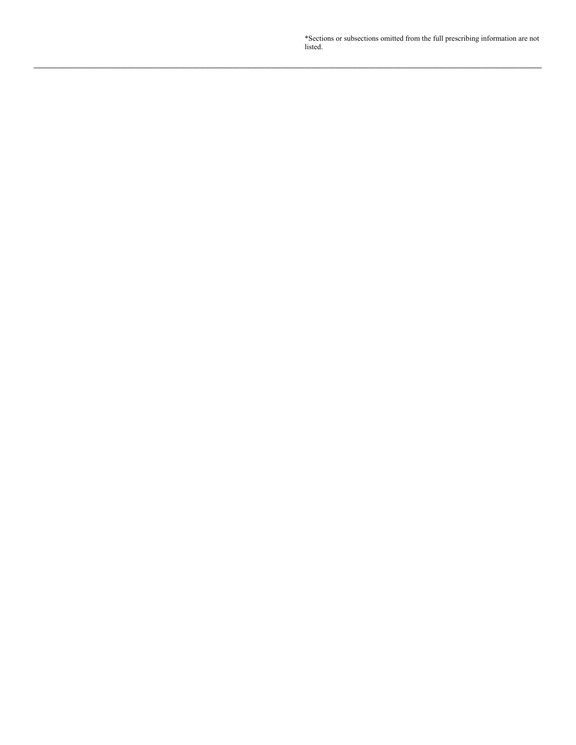*Sections or subsections omitted from the full prescribing information are not listed.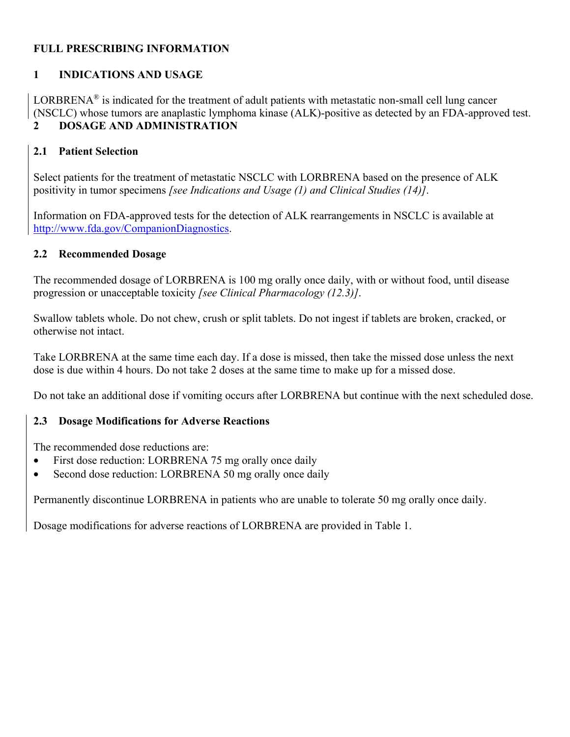# FULL PRESCRIBING INFORMATION

## 1 INDICATIONS AND USAGE

LORBRENA® is indicated for the treatment of adult patients with metastatic non-small cell lung cancer (NSCLC) whose tumors are anaplastic lymphoma kinase (ALK)-positive as detected by an FDA-approved test.

## 2 DOSAGE AND ADMINISTRATION

### 2.1 Patient Selection

Select patients for the treatment of metastatic NSCLC with LORBRENA based on the presence of ALK positivity in tumor specimens *[see Indications and Usage (1) and Clinical Studies (14)]*.

Information on FDA-approved tests for the detection of ALK rearrangements in NSCLC is available at http://www.fda.gov/CompanionDiagnostics.

### 2.2 Recommended Dosage

The recommended dosage of LORBRENA is 100 mg orally once daily, with or without food, until disease progression or unacceptable toxicity *[see Clinical Pharmacology (12.3)]*.

Swallow tablets whole. Do not chew, crush or split tablets. Do not ingest if tablets are broken, cracked, or otherwise not intact.

Take LORBRENA at the same time each day. If a dose is missed, then take the missed dose unless the next dose is due within 4 hours. Do not take 2 doses at the same time to make up for a missed dose.

Do not take an additional dose if vomiting occurs after LORBRENA but continue with the next scheduled dose.

### 2.3 Dosage Modifications for Adverse Reactions

The recommended dose reductions are:

- First dose reduction: LORBRENA 75 mg orally once daily
- Second dose reduction: LORBRENA 50 mg orally once daily

Permanently discontinue LORBRENA in patients who are unable to tolerate 50 mg orally once daily.

Dosage modifications for adverse reactions of LORBRENA are provided in Table 1.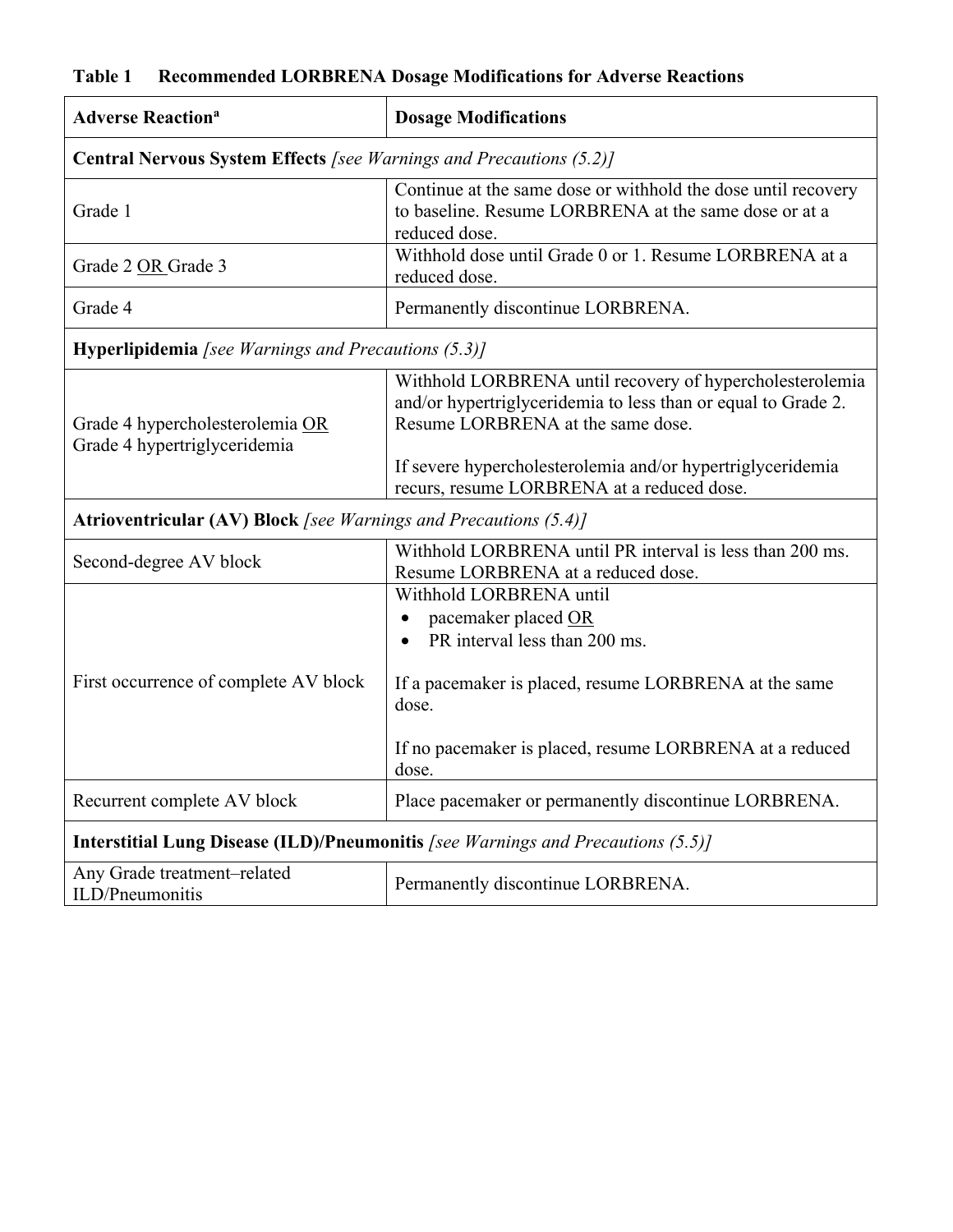**Table 1 Recommended LORBRENA Dosage Modifications for Adverse Reactions**

| Adverse Reaction[a] | Dosage Modifications |
|---|---|
| **Central Nervous System Effects** *[see Warnings and Precautions (5.2)]* | |
| Grade 1 | Continue at the same dose or withhold the dose until recovery to baseline. Resume LORBRENA at the same dose or at a reduced dose. |
| Grade 2 OR Grade 3 | Withhold dose until Grade 0 or 1. Resume LORBRENA at a reduced dose. |
| Grade 4 | Permanently discontinue LORBRENA. |
| **Hyperlipidemia** *[see Warnings and Precautions (5.3)]* | |
| Grade 4 hypercholesterolemia OR Grade 4 hypertriglyceridemia | Withhold LORBRENA until recovery of hypercholesterolemia and/or hypertriglyceridemia to less than or equal to Grade 2. Resume LORBRENA at the same dose.<br><br>If severe hypercholesterolemia and/or hypertriglyceridemia recurs, resume LORBRENA at a reduced dose. |
| **Atrioventricular (AV) Block** *[see Warnings and Precautions (5.4)]* | |
| Second-degree AV block | Withhold LORBRENA until PR interval is less than 200 ms. Resume LORBRENA at a reduced dose. |
| First occurrence of complete AV block | Withhold LORBRENA until<br>• pacemaker placed OR<br>• PR interval less than 200 ms.<br><br>If a pacemaker is placed, resume LORBRENA at the same dose.<br><br>If no pacemaker is placed, resume LORBRENA at a reduced dose. |
| Recurrent complete AV block | Place pacemaker or permanently discontinue LORBRENA. |
| **Interstitial Lung Disease (ILD)/Pneumonitis** *[see Warnings and Precautions (5.5)]* | |
| Any Grade treatment–related ILD/Pneumonitis | Permanently discontinue LORBRENA. |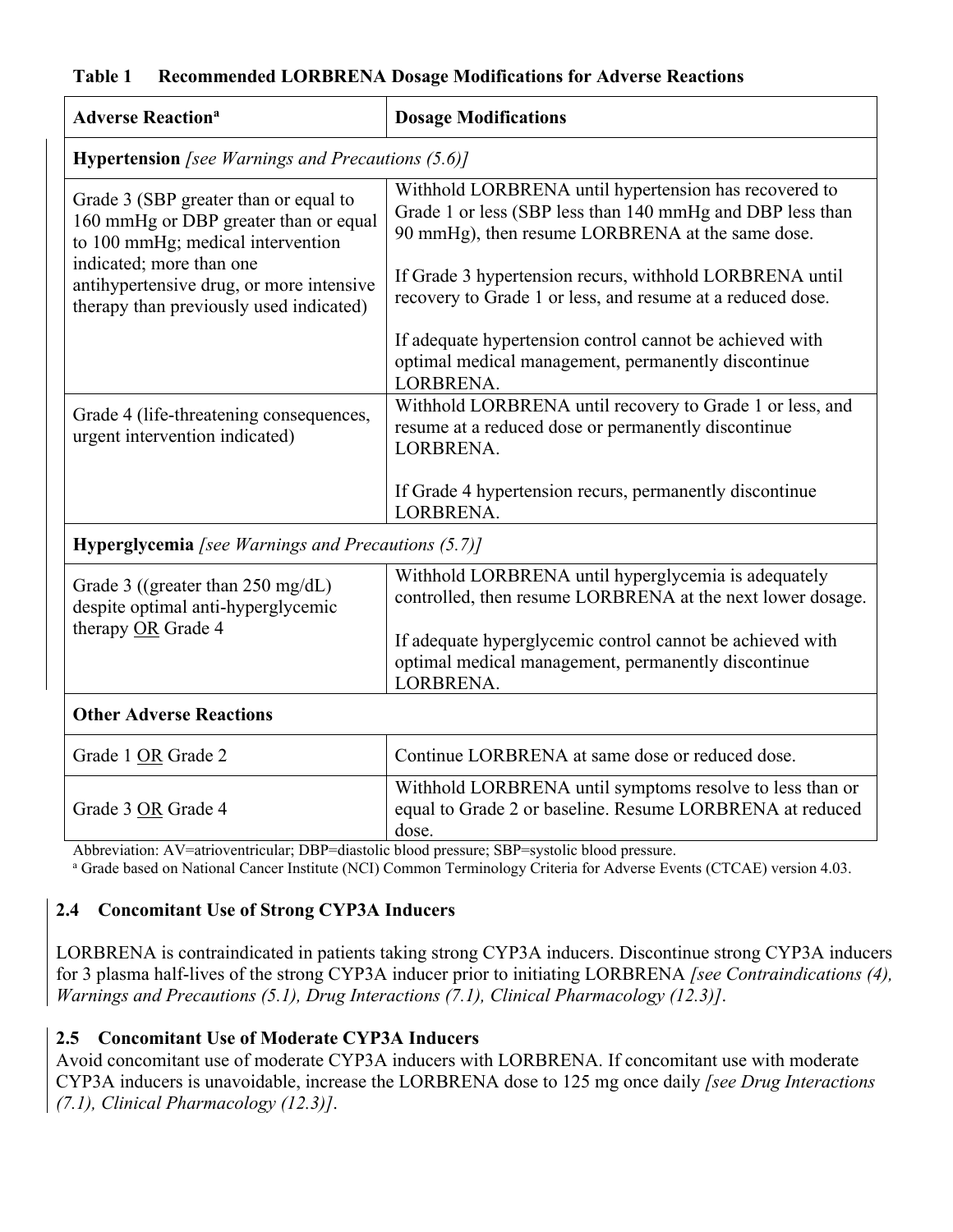**Table 1 Recommended LORBRENA Dosage Modifications for Adverse Reactions**

| Adverse Reaction[a] | Dosage Modifications |
|---|---|
| **Hypertension** *[see Warnings and Precautions (5.6)]* | |
| Grade 3 (SBP greater than or equal to 160 mmHg or DBP greater than or equal to 100 mmHg; medical intervention indicated; more than one antihypertensive drug, or more intensive therapy than previously used indicated) | Withhold LORBRENA until hypertension has recovered to Grade 1 or less (SBP less than 140 mmHg and DBP less than 90 mmHg), then resume LORBRENA at the same dose.<br><br>If Grade 3 hypertension recurs, withhold LORBRENA until recovery to Grade 1 or less, and resume at a reduced dose.<br><br>If adequate hypertension control cannot be achieved with optimal medical management, permanently discontinue LORBRENA. |
| Grade 4 (life-threatening consequences, urgent intervention indicated) | Withhold LORBRENA until recovery to Grade 1 or less, and resume at a reduced dose or permanently discontinue LORBRENA.<br><br>If Grade 4 hypertension recurs, permanently discontinue LORBRENA. |
| **Hyperglycemia** *[see Warnings and Precautions (5.7)]* | |
| Grade 3 ((greater than 250 mg/dL) despite optimal anti-hyperglycemic therapy OR Grade 4 | Withhold LORBRENA until hyperglycemia is adequately controlled, then resume LORBRENA at the next lower dosage.<br><br>If adequate hyperglycemic control cannot be achieved with optimal medical management, permanently discontinue LORBRENA. |
| **Other Adverse Reactions** | |
| Grade 1 OR Grade 2 | Continue LORBRENA at same dose or reduced dose. |
| Grade 3 OR Grade 4 | Withhold LORBRENA until symptoms resolve to less than or equal to Grade 2 or baseline. Resume LORBRENA at reduced dose. |

Abbreviation: AV=atrioventricular; DBP=diastolic blood pressure; SBP=systolic blood pressure.
[a] Grade based on National Cancer Institute (NCI) Common Terminology Criteria for Adverse Events (CTCAE) version 4.03.

## 2.4 Concomitant Use of Strong CYP3A Inducers

LORBRENA is contraindicated in patients taking strong CYP3A inducers. Discontinue strong CYP3A inducers for 3 plasma half-lives of the strong CYP3A inducer prior to initiating LORBRENA *[see Contraindications (4), Warnings and Precautions (5.1), Drug Interactions (7.1), Clinical Pharmacology (12.3)]*.

## 2.5 Concomitant Use of Moderate CYP3A Inducers

Avoid concomitant use of moderate CYP3A inducers with LORBRENA. If concomitant use with moderate CYP3A inducers is unavoidable, increase the LORBRENA dose to 125 mg once daily *[see Drug Interactions (7.1), Clinical Pharmacology (12.3)]*.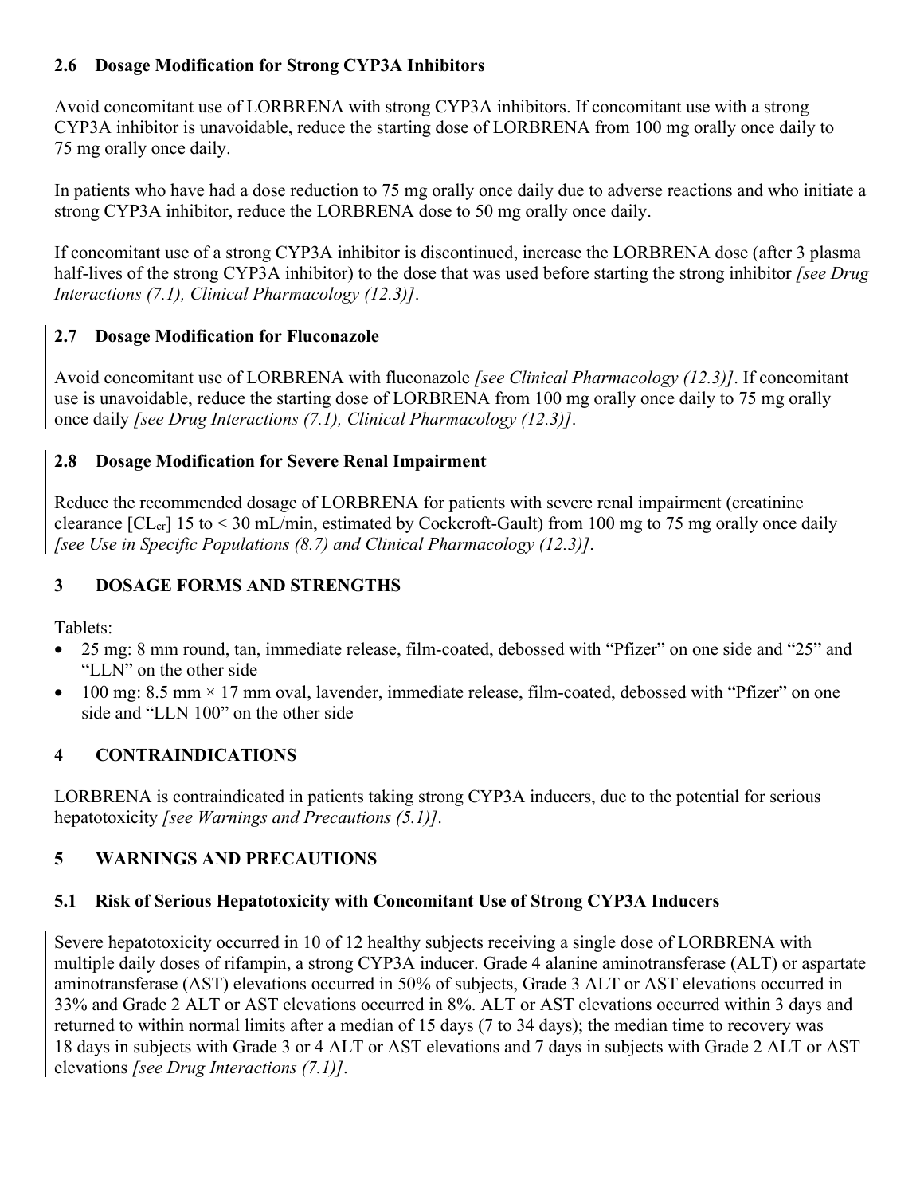### 2.6 Dosage Modification for Strong CYP3A Inhibitors

Avoid concomitant use of LORBRENA with strong CYP3A inhibitors. If concomitant use with a strong CYP3A inhibitor is unavoidable, reduce the starting dose of LORBRENA from 100 mg orally once daily to 75 mg orally once daily.

In patients who have had a dose reduction to 75 mg orally once daily due to adverse reactions and who initiate a strong CYP3A inhibitor, reduce the LORBRENA dose to 50 mg orally once daily.

If concomitant use of a strong CYP3A inhibitor is discontinued, increase the LORBRENA dose (after 3 plasma half-lives of the strong CYP3A inhibitor) to the dose that was used before starting the strong inhibitor *[see Drug Interactions (7.1), Clinical Pharmacology (12.3)]*.

### 2.7 Dosage Modification for Fluconazole

Avoid concomitant use of LORBRENA with fluconazole *[see Clinical Pharmacology (12.3)]*. If concomitant use is unavoidable, reduce the starting dose of LORBRENA from 100 mg orally once daily to 75 mg orally once daily *[see Drug Interactions (7.1), Clinical Pharmacology (12.3)]*.

### 2.8 Dosage Modification for Severe Renal Impairment

Reduce the recommended dosage of LORBRENA for patients with severe renal impairment (creatinine clearance [$CL_{cr}$] 15 to < 30 mL/min, estimated by Cockcroft-Gault) from 100 mg to 75 mg orally once daily *[see Use in Specific Populations (8.7) and Clinical Pharmacology (12.3)]*.

## 3 DOSAGE FORMS AND STRENGTHS

Tablets:

- 25 mg: 8 mm round, tan, immediate release, film-coated, debossed with "Pfizer" on one side and "25" and "LLN" on the other side
- 100 mg: 8.5 mm × 17 mm oval, lavender, immediate release, film-coated, debossed with "Pfizer" on one side and "LLN 100" on the other side

## 4 CONTRAINDICATIONS

LORBRENA is contraindicated in patients taking strong CYP3A inducers, due to the potential for serious hepatotoxicity *[see Warnings and Precautions (5.1)]*.

## 5 WARNINGS AND PRECAUTIONS

### 5.1 Risk of Serious Hepatotoxicity with Concomitant Use of Strong CYP3A Inducers

Severe hepatotoxicity occurred in 10 of 12 healthy subjects receiving a single dose of LORBRENA with multiple daily doses of rifampin, a strong CYP3A inducer. Grade 4 alanine aminotransferase (ALT) or aspartate aminotransferase (AST) elevations occurred in 50% of subjects, Grade 3 ALT or AST elevations occurred in 33% and Grade 2 ALT or AST elevations occurred in 8%. ALT or AST elevations occurred within 3 days and returned to within normal limits after a median of 15 days (7 to 34 days); the median time to recovery was 18 days in subjects with Grade 3 or 4 ALT or AST elevations and 7 days in subjects with Grade 2 ALT or AST elevations *[see Drug Interactions (7.1)]*.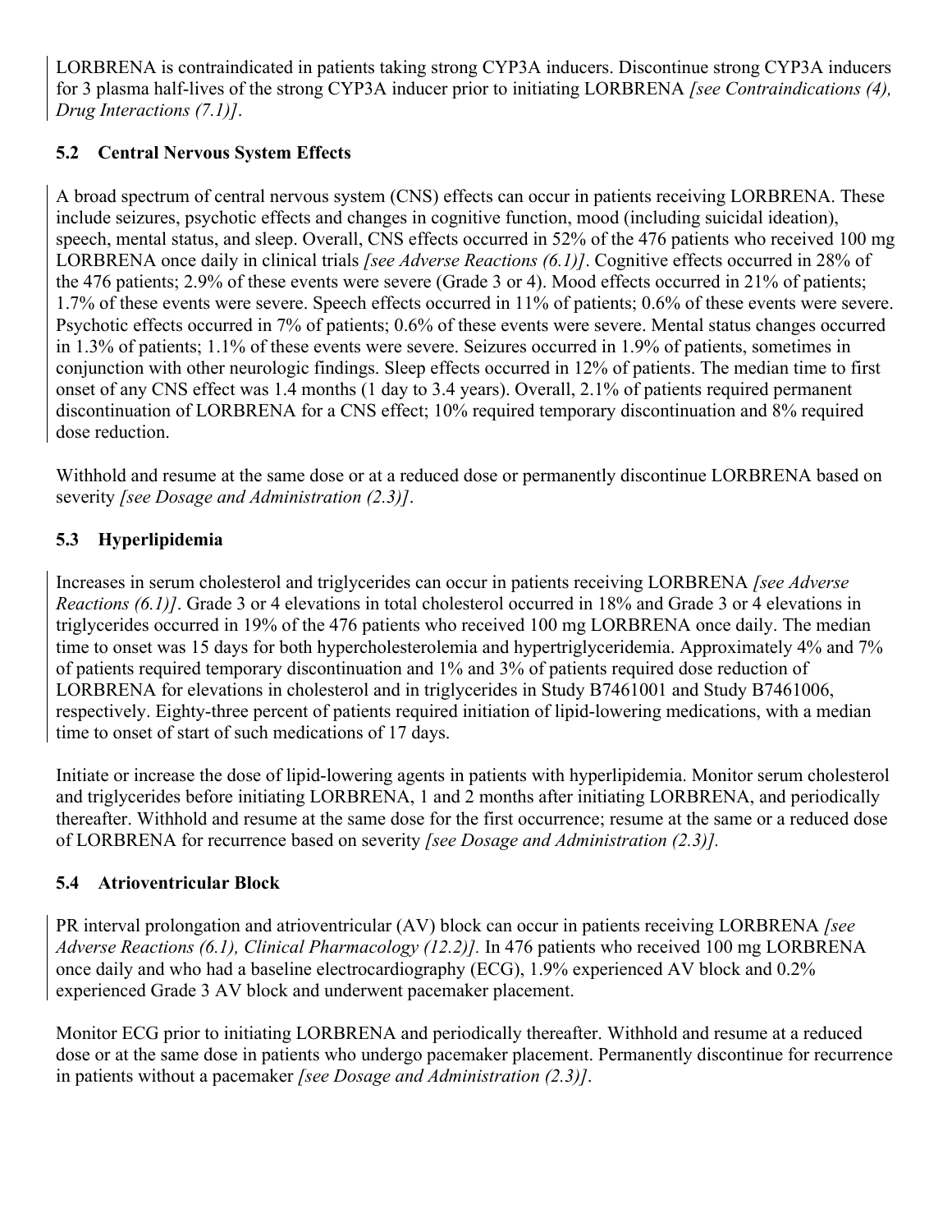LORBRENA is contraindicated in patients taking strong CYP3A inducers. Discontinue strong CYP3A inducers for 3 plasma half-lives of the strong CYP3A inducer prior to initiating LORBRENA *[see Contraindications (4), Drug Interactions (7.1)]*.

### 5.2 Central Nervous System Effects

A broad spectrum of central nervous system (CNS) effects can occur in patients receiving LORBRENA. These include seizures, psychotic effects and changes in cognitive function, mood (including suicidal ideation), speech, mental status, and sleep. Overall, CNS effects occurred in 52% of the 476 patients who received 100 mg LORBRENA once daily in clinical trials *[see Adverse Reactions (6.1)]*. Cognitive effects occurred in 28% of the 476 patients; 2.9% of these events were severe (Grade 3 or 4). Mood effects occurred in 21% of patients; 1.7% of these events were severe. Speech effects occurred in 11% of patients; 0.6% of these events were severe. Psychotic effects occurred in 7% of patients; 0.6% of these events were severe. Mental status changes occurred in 1.3% of patients; 1.1% of these events were severe. Seizures occurred in 1.9% of patients, sometimes in conjunction with other neurologic findings. Sleep effects occurred in 12% of patients. The median time to first onset of any CNS effect was 1.4 months (1 day to 3.4 years). Overall, 2.1% of patients required permanent discontinuation of LORBRENA for a CNS effect; 10% required temporary discontinuation and 8% required dose reduction.

Withhold and resume at the same dose or at a reduced dose or permanently discontinue LORBRENA based on severity *[see Dosage and Administration (2.3)]*.

### 5.3 Hyperlipidemia

Increases in serum cholesterol and triglycerides can occur in patients receiving LORBRENA *[see Adverse Reactions (6.1)]*. Grade 3 or 4 elevations in total cholesterol occurred in 18% and Grade 3 or 4 elevations in triglycerides occurred in 19% of the 476 patients who received 100 mg LORBRENA once daily. The median time to onset was 15 days for both hypercholesterolemia and hypertriglyceridemia. Approximately 4% and 7% of patients required temporary discontinuation and 1% and 3% of patients required dose reduction of LORBRENA for elevations in cholesterol and in triglycerides in Study B7461001 and Study B7461006, respectively. Eighty-three percent of patients required initiation of lipid-lowering medications, with a median time to onset of start of such medications of 17 days.

Initiate or increase the dose of lipid-lowering agents in patients with hyperlipidemia. Monitor serum cholesterol and triglycerides before initiating LORBRENA, 1 and 2 months after initiating LORBRENA, and periodically thereafter. Withhold and resume at the same dose for the first occurrence; resume at the same or a reduced dose of LORBRENA for recurrence based on severity *[see Dosage and Administration (2.3)].*

### 5.4 Atrioventricular Block

PR interval prolongation and atrioventricular (AV) block can occur in patients receiving LORBRENA *[see Adverse Reactions (6.1), Clinical Pharmacology (12.2)].* In 476 patients who received 100 mg LORBRENA once daily and who had a baseline electrocardiography (ECG), 1.9% experienced AV block and 0.2% experienced Grade 3 AV block and underwent pacemaker placement.

Monitor ECG prior to initiating LORBRENA and periodically thereafter. Withhold and resume at a reduced dose or at the same dose in patients who undergo pacemaker placement. Permanently discontinue for recurrence in patients without a pacemaker *[see Dosage and Administration (2.3)]*.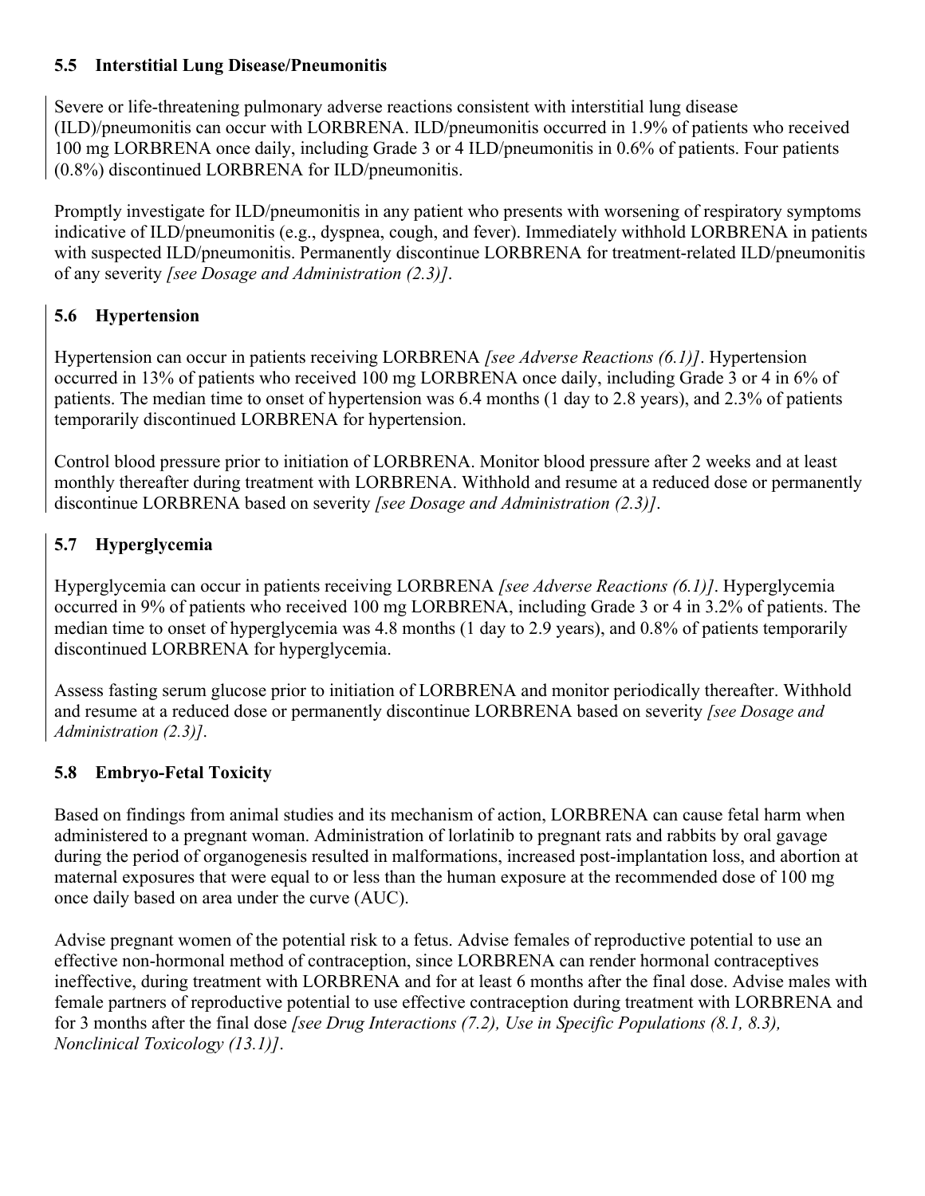### 5.5 Interstitial Lung Disease/Pneumonitis

Severe or life-threatening pulmonary adverse reactions consistent with interstitial lung disease (ILD)/pneumonitis can occur with LORBRENA. ILD/pneumonitis occurred in 1.9% of patients who received 100 mg LORBRENA once daily, including Grade 3 or 4 ILD/pneumonitis in 0.6% of patients. Four patients (0.8%) discontinued LORBRENA for ILD/pneumonitis.

Promptly investigate for ILD/pneumonitis in any patient who presents with worsening of respiratory symptoms indicative of ILD/pneumonitis (e.g., dyspnea, cough, and fever). Immediately withhold LORBRENA in patients with suspected ILD/pneumonitis. Permanently discontinue LORBRENA for treatment-related ILD/pneumonitis of any severity *[see Dosage and Administration (2.3)]*.

### 5.6 Hypertension

Hypertension can occur in patients receiving LORBRENA *[see Adverse Reactions (6.1)]*. Hypertension occurred in 13% of patients who received 100 mg LORBRENA once daily, including Grade 3 or 4 in 6% of patients. The median time to onset of hypertension was 6.4 months (1 day to 2.8 years), and 2.3% of patients temporarily discontinued LORBRENA for hypertension.

Control blood pressure prior to initiation of LORBRENA. Monitor blood pressure after 2 weeks and at least monthly thereafter during treatment with LORBRENA. Withhold and resume at a reduced dose or permanently discontinue LORBRENA based on severity *[see Dosage and Administration (2.3)]*.

### 5.7 Hyperglycemia

Hyperglycemia can occur in patients receiving LORBRENA *[see Adverse Reactions (6.1)]*. Hyperglycemia occurred in 9% of patients who received 100 mg LORBRENA, including Grade 3 or 4 in 3.2% of patients. The median time to onset of hyperglycemia was 4.8 months (1 day to 2.9 years), and 0.8% of patients temporarily discontinued LORBRENA for hyperglycemia.

Assess fasting serum glucose prior to initiation of LORBRENA and monitor periodically thereafter. Withhold and resume at a reduced dose or permanently discontinue LORBRENA based on severity *[see Dosage and Administration (2.3)]*.

### 5.8 Embryo-Fetal Toxicity

Based on findings from animal studies and its mechanism of action, LORBRENA can cause fetal harm when administered to a pregnant woman. Administration of lorlatinib to pregnant rats and rabbits by oral gavage during the period of organogenesis resulted in malformations, increased post-implantation loss, and abortion at maternal exposures that were equal to or less than the human exposure at the recommended dose of 100 mg once daily based on area under the curve (AUC).

Advise pregnant women of the potential risk to a fetus. Advise females of reproductive potential to use an effective non-hormonal method of contraception, since LORBRENA can render hormonal contraceptives ineffective, during treatment with LORBRENA and for at least 6 months after the final dose. Advise males with female partners of reproductive potential to use effective contraception during treatment with LORBRENA and for 3 months after the final dose *[see Drug Interactions (7.2), Use in Specific Populations (8.1, 8.3), Nonclinical Toxicology (13.1)]*.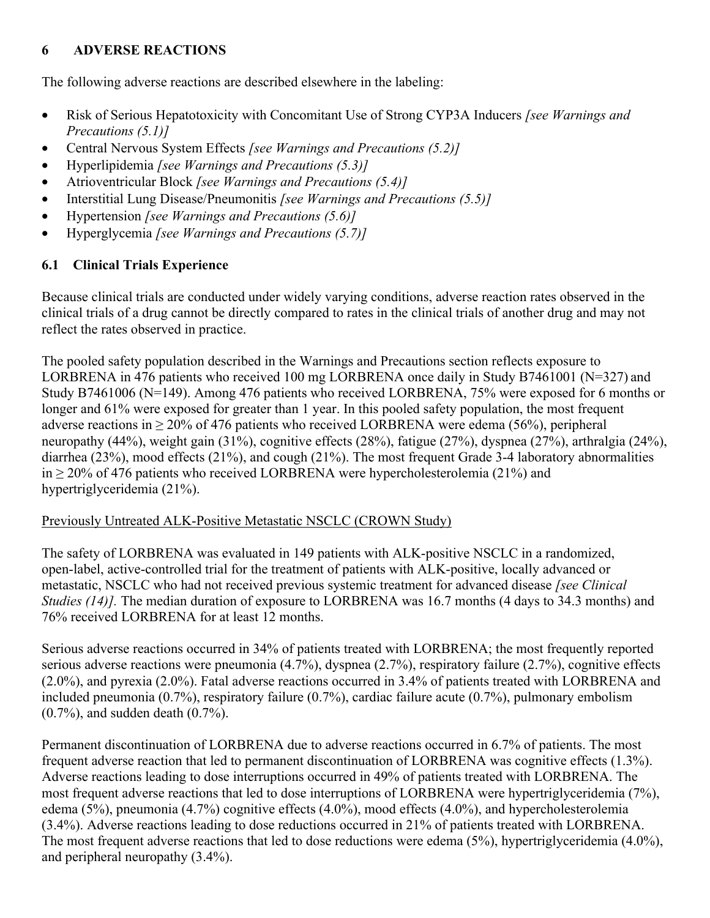## 6 ADVERSE REACTIONS

The following adverse reactions are described elsewhere in the labeling:

- Risk of Serious Hepatotoxicity with Concomitant Use of Strong CYP3A Inducers *[see Warnings and Precautions (5.1)]*
- Central Nervous System Effects *[see Warnings and Precautions (5.2)]*
- Hyperlipidemia *[see Warnings and Precautions (5.3)]*
- Atrioventricular Block *[see Warnings and Precautions (5.4)]*
- Interstitial Lung Disease/Pneumonitis *[see Warnings and Precautions (5.5)]*
- Hypertension *[see Warnings and Precautions (5.6)]*
- Hyperglycemia *[see Warnings and Precautions (5.7)]*

### 6.1 Clinical Trials Experience

Because clinical trials are conducted under widely varying conditions, adverse reaction rates observed in the clinical trials of a drug cannot be directly compared to rates in the clinical trials of another drug and may not reflect the rates observed in practice.

The pooled safety population described in the Warnings and Precautions section reflects exposure to LORBRENA in 476 patients who received 100 mg LORBRENA once daily in Study B7461001 (N=327) and Study B7461006 (N=149). Among 476 patients who received LORBRENA, 75% were exposed for 6 months or longer and 61% were exposed for greater than 1 year. In this pooled safety population, the most frequent adverse reactions in ≥ 20% of 476 patients who received LORBRENA were edema (56%), peripheral neuropathy (44%), weight gain (31%), cognitive effects (28%), fatigue (27%), dyspnea (27%), arthralgia (24%), diarrhea (23%), mood effects (21%), and cough (21%). The most frequent Grade 3-4 laboratory abnormalities in ≥ 20% of 476 patients who received LORBRENA were hypercholesterolemia (21%) and hypertriglyceridemia (21%).

Previously Untreated ALK-Positive Metastatic NSCLC (CROWN Study)

The safety of LORBRENA was evaluated in 149 patients with ALK-positive NSCLC in a randomized, open-label, active-controlled trial for the treatment of patients with ALK-positive, locally advanced or metastatic, NSCLC who had not received previous systemic treatment for advanced disease *[see Clinical Studies (14)].* The median duration of exposure to LORBRENA was 16.7 months (4 days to 34.3 months) and 76% received LORBRENA for at least 12 months.

Serious adverse reactions occurred in 34% of patients treated with LORBRENA; the most frequently reported serious adverse reactions were pneumonia (4.7%), dyspnea (2.7%), respiratory failure (2.7%), cognitive effects (2.0%), and pyrexia (2.0%). Fatal adverse reactions occurred in 3.4% of patients treated with LORBRENA and included pneumonia (0.7%), respiratory failure (0.7%), cardiac failure acute (0.7%), pulmonary embolism (0.7%), and sudden death (0.7%).

Permanent discontinuation of LORBRENA due to adverse reactions occurred in 6.7% of patients. The most frequent adverse reaction that led to permanent discontinuation of LORBRENA was cognitive effects (1.3%). Adverse reactions leading to dose interruptions occurred in 49% of patients treated with LORBRENA. The most frequent adverse reactions that led to dose interruptions of LORBRENA were hypertriglyceridemia (7%), edema (5%), pneumonia (4.7%) cognitive effects (4.0%), mood effects (4.0%), and hypercholesterolemia (3.4%). Adverse reactions leading to dose reductions occurred in 21% of patients treated with LORBRENA. The most frequent adverse reactions that led to dose reductions were edema (5%), hypertriglyceridemia (4.0%), and peripheral neuropathy (3.4%).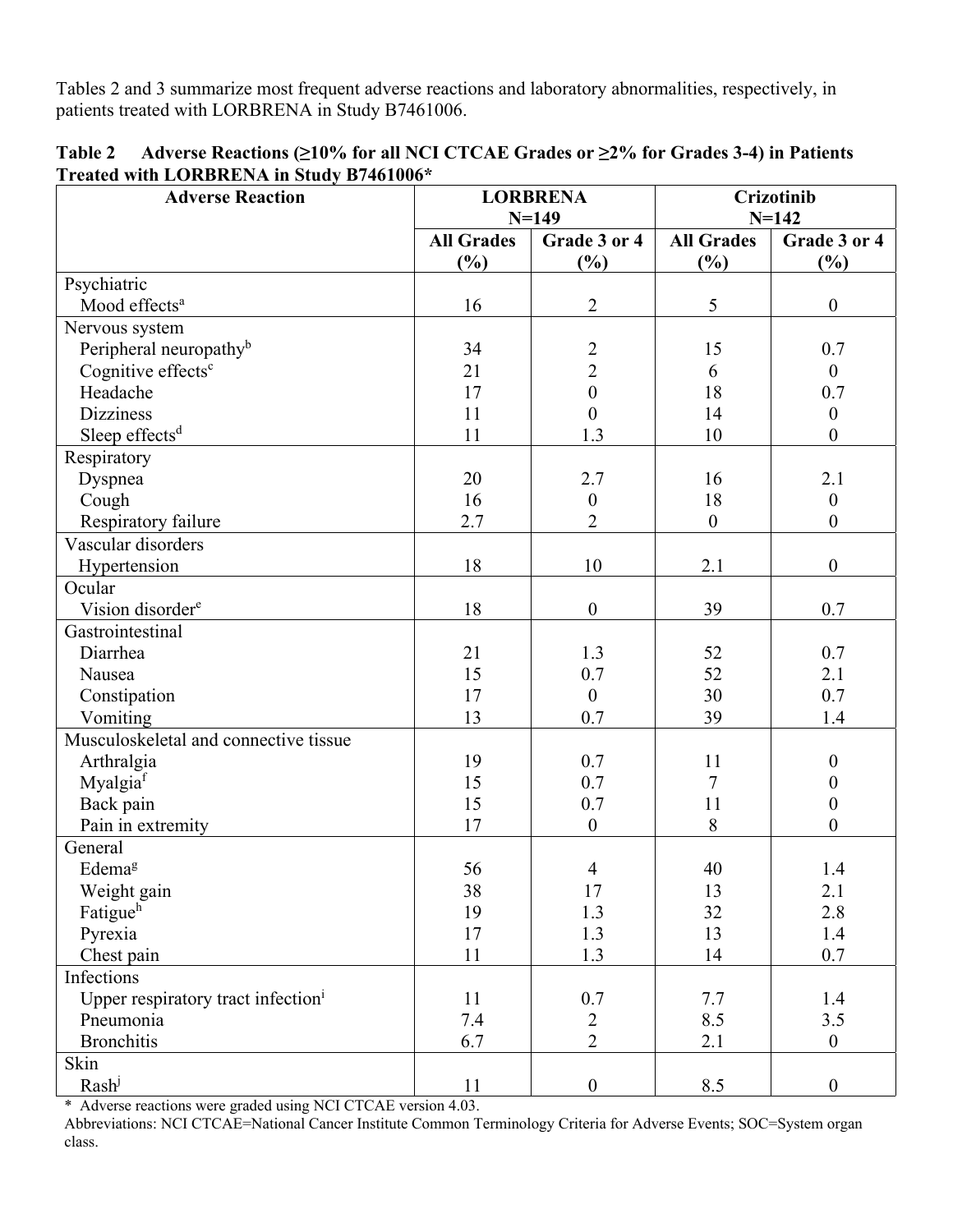Tables 2 and 3 summarize most frequent adverse reactions and laboratory abnormalities, respectively, in patients treated with LORBRENA in Study B7461006.

**Table 2 Adverse Reactions (≥10% for all NCI CTCAE Grades or ≥2% for Grades 3-4) in Patients Treated with LORBRENA in Study B7461006***

| Adverse Reaction | LORBRENA N=149 | | Crizotinib N=142 | |
|---|---|---|---|---|
| | All Grades (%) | Grade 3 or 4 (%) | All Grades (%) | Grade 3 or 4 (%) |
| Psychiatric | | | | |
| Mood effects[a] | 16 | 2 | 5 | 0 |
| Nervous system | | | | |
| Peripheral neuropathy[b] | 34 | 2 | 15 | 0.7 |
| Cognitive effects[c] | 21 | 2 | 6 | 0 |
| Headache | 17 | 0 | 18 | 0.7 |
| Dizziness | 11 | 0 | 14 | 0 |
| Sleep effects[d] | 11 | 1.3 | 10 | 0 |
| Respiratory | | | | |
| Dyspnea | 20 | 2.7 | 16 | 2.1 |
| Cough | 16 | 0 | 18 | 0 |
| Respiratory failure | 2.7 | 2 | 0 | 0 |
| Vascular disorders | | | | |
| Hypertension | 18 | 10 | 2.1 | 0 |
| Ocular | | | | |
| Vision disorder[e] | 18 | 0 | 39 | 0.7 |
| Gastrointestinal | | | | |
| Diarrhea | 21 | 1.3 | 52 | 0.7 |
| Nausea | 15 | 0.7 | 52 | 2.1 |
| Constipation | 17 | 0 | 30 | 0.7 |
| Vomiting | 13 | 0.7 | 39 | 1.4 |
| Musculoskeletal and connective tissue | | | | |
| Arthralgia | 19 | 0.7 | 11 | 0 |
| Myalgia[f] | 15 | 0.7 | 7 | 0 |
| Back pain | 15 | 0.7 | 11 | 0 |
| Pain in extremity | 17 | 0 | 8 | 0 |
| General | | | | |
| Edema[g] | 56 | 4 | 40 | 1.4 |
| Weight gain | 38 | 17 | 13 | 2.1 |
| Fatigue[h] | 19 | 1.3 | 32 | 2.8 |
| Pyrexia | 17 | 1.3 | 13 | 1.4 |
| Chest pain | 11 | 1.3 | 14 | 0.7 |
| Infections | | | | |
| Upper respiratory tract infection[i] | 11 | 0.7 | 7.7 | 1.4 |
| Pneumonia | 7.4 | 2 | 8.5 | 3.5 |
| Bronchitis | 6.7 | 2 | 2.1 | 0 |
| Skin | | | | |
| Rash[j] | 11 | 0 | 8.5 | 0 |

\* Adverse reactions were graded using NCI CTCAE version 4.03.

Abbreviations: NCI CTCAE=National Cancer Institute Common Terminology Criteria for Adverse Events; SOC=System organ class.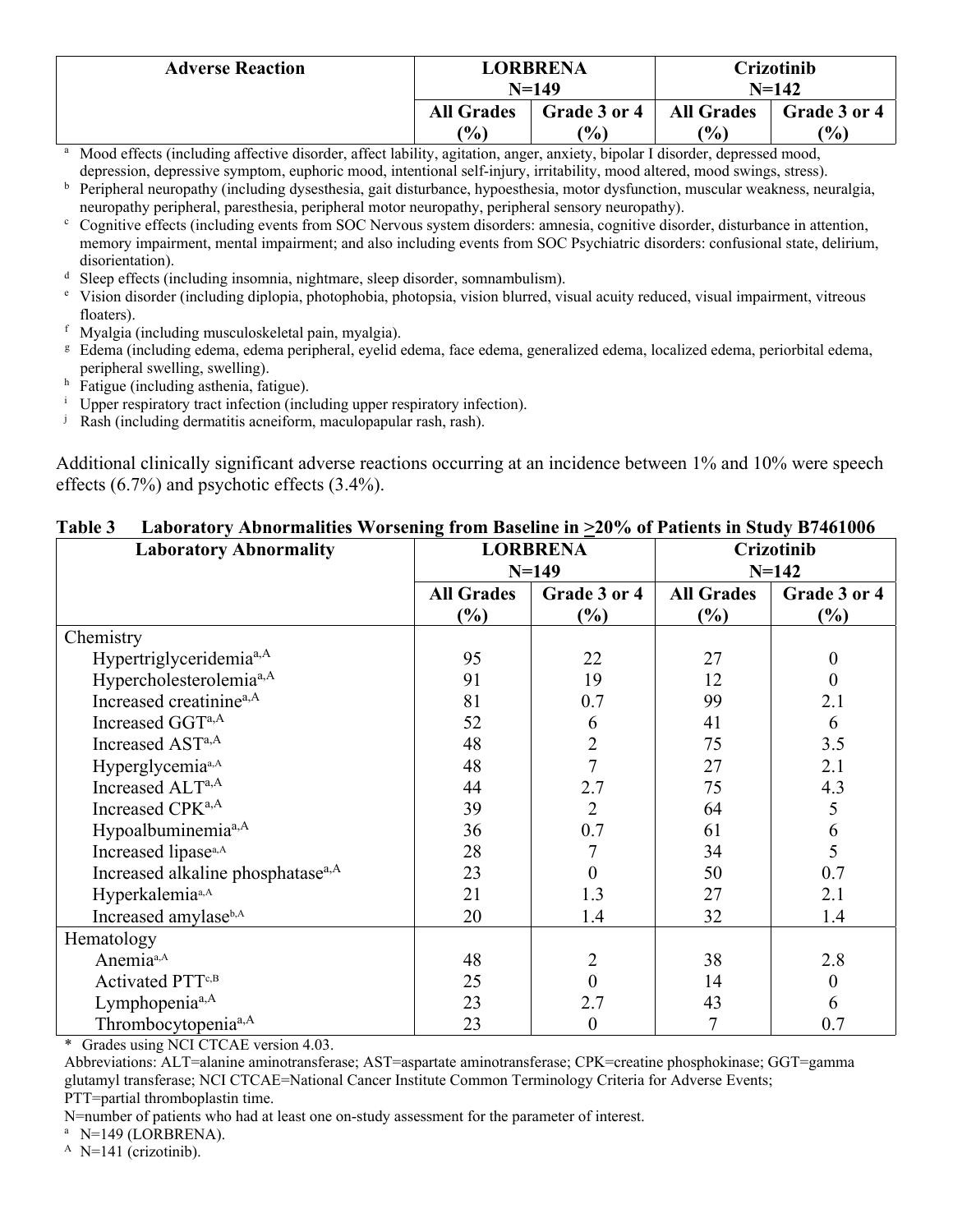| Adverse Reaction | LORBRENA N=149 | | Crizotinib N=142 | |
|---|---|---|---|---|
| | All Grades (%) | Grade 3 or 4 (%) | All Grades (%) | Grade 3 or 4 (%) |

[a] Mood effects (including affective disorder, affect lability, agitation, anger, anxiety, bipolar I disorder, depressed mood, depression, depressive symptom, euphoric mood, intentional self-injury, irritability, mood altered, mood swings, stress).

[b] Peripheral neuropathy (including dysesthesia, gait disturbance, hypoesthesia, motor dysfunction, muscular weakness, neuralgia, neuropathy peripheral, paresthesia, peripheral motor neuropathy, peripheral sensory neuropathy).

[c] Cognitive effects (including events from SOC Nervous system disorders: amnesia, cognitive disorder, disturbance in attention, memory impairment, mental impairment; and also including events from SOC Psychiatric disorders: confusional state, delirium, disorientation).

[d] Sleep effects (including insomnia, nightmare, sleep disorder, somnambulism).

[e] Vision disorder (including diplopia, photophobia, photopsia, vision blurred, visual acuity reduced, visual impairment, vitreous floaters).

[f] Myalgia (including musculoskeletal pain, myalgia).

[g] Edema (including edema, edema peripheral, eyelid edema, face edema, generalized edema, localized edema, periorbital edema, peripheral swelling, swelling).

[h] Fatigue (including asthenia, fatigue).

[i] Upper respiratory tract infection (including upper respiratory infection).

[j] Rash (including dermatitis acneiform, maculopapular rash, rash).

Additional clinically significant adverse reactions occurring at an incidence between 1% and 10% were speech effects (6.7%) and psychotic effects (3.4%).

**Table 3 Laboratory Abnormalities Worsening from Baseline in ≥20% of Patients in Study B7461006**

| Laboratory Abnormality | LORBRENA N=149 | | Crizotinib N=142 | |
|---|---|---|---|---|
| | All Grades (%) | Grade 3 or 4 (%) | All Grades (%) | Grade 3 or 4 (%) |
| Chemistry | | | | |
| Hypertriglyceridemia[a,A] | 95 | 22 | 27 | 0 |
| Hypercholesterolemia[a,A] | 91 | 19 | 12 | 0 |
| Increased creatinine[a,A] | 81 | 0.7 | 99 | 2.1 |
| Increased GGT[a,A] | 52 | 6 | 41 | 6 |
| Increased AST[a,A] | 48 | 2 | 75 | 3.5 |
| Hyperglycemia[a,A] | 48 | 7 | 27 | 2.1 |
| Increased ALT[a,A] | 44 | 2.7 | 75 | 4.3 |
| Increased CPK[a,A] | 39 | 2 | 64 | 5 |
| Hypoalbuminemia[a,A] | 36 | 0.7 | 61 | 6 |
| Increased lipase[a,A] | 28 | 7 | 34 | 5 |
| Increased alkaline phosphatase[a,A] | 23 | 0 | 50 | 0.7 |
| Hyperkalemia[a,A] | 21 | 1.3 | 27 | 2.1 |
| Increased amylase[b,A] | 20 | 1.4 | 32 | 1.4 |
| Hematology | | | | |
| Anemia[a,A] | 48 | 2 | 38 | 2.8 |
| Activated PTT[c,B] | 25 | 0 | 14 | 0 |
| Lymphopenia[a,A] | 23 | 2.7 | 43 | 6 |
| Thrombocytopenia[a,A] | 23 | 0 | 7 | 0.7 |

\* Grades using NCI CTCAE version 4.03.

Abbreviations: ALT=alanine aminotransferase; AST=aspartate aminotransferase; CPK=creatine phosphokinase; GGT=gamma glutamyl transferase; NCI CTCAE=National Cancer Institute Common Terminology Criteria for Adverse Events; PTT=partial thromboplastin time.

N=number of patients who had at least one on-study assessment for the parameter of interest.

[a] N=149 (LORBRENA).

[A] N=141 (crizotinib).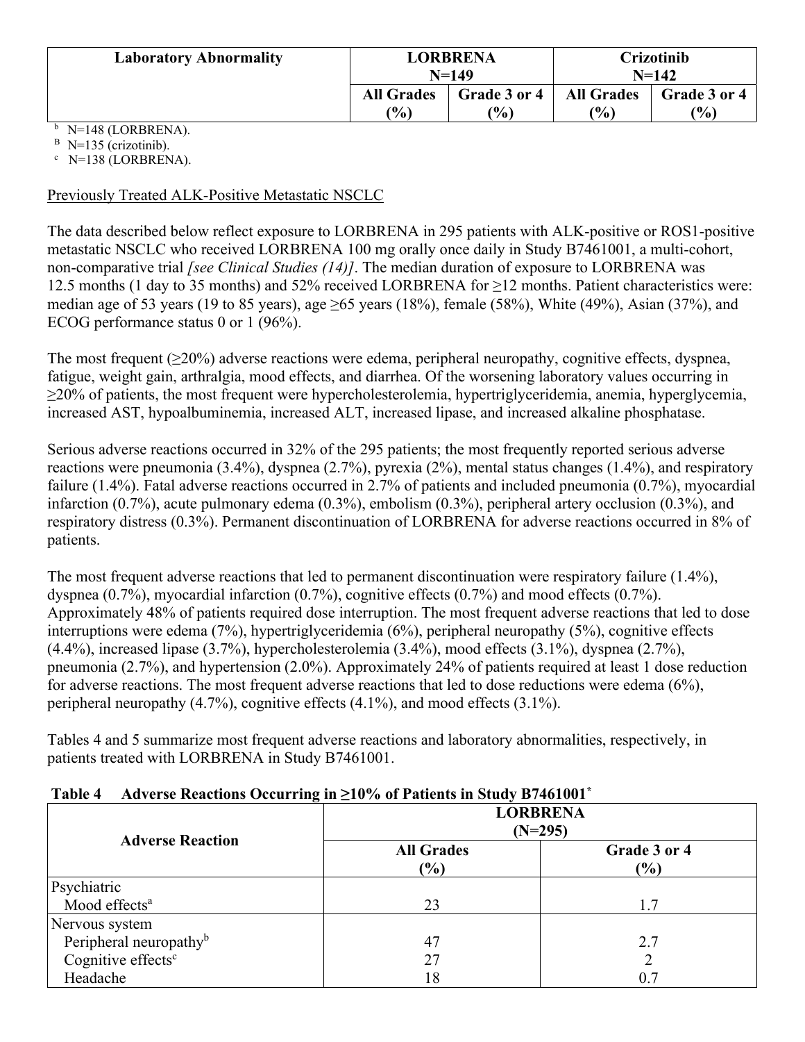| Laboratory Abnormality | LORBRENA N=149 | | Crizotinib N=142 | |
|---|---|---|---|---|
| | All Grades (%) | Grade 3 or 4 (%) | All Grades (%) | Grade 3 or 4 (%) |

[b] N=148 (LORBRENA).
[B] N=135 (crizotinib).
[c] N=138 (LORBRENA).

Previously Treated ALK-Positive Metastatic NSCLC

The data described below reflect exposure to LORBRENA in 295 patients with ALK-positive or ROS1-positive metastatic NSCLC who received LORBRENA 100 mg orally once daily in Study B7461001, a multi-cohort, non-comparative trial *[see Clinical Studies (14)]*. The median duration of exposure to LORBRENA was 12.5 months (1 day to 35 months) and 52% received LORBRENA for ≥12 months. Patient characteristics were: median age of 53 years (19 to 85 years), age ≥65 years (18%), female (58%), White (49%), Asian (37%), and ECOG performance status 0 or 1 (96%).

The most frequent (≥20%) adverse reactions were edema, peripheral neuropathy, cognitive effects, dyspnea, fatigue, weight gain, arthralgia, mood effects, and diarrhea. Of the worsening laboratory values occurring in ≥20% of patients, the most frequent were hypercholesterolemia, hypertriglyceridemia, anemia, hyperglycemia, increased AST, hypoalbuminemia, increased ALT, increased lipase, and increased alkaline phosphatase.

Serious adverse reactions occurred in 32% of the 295 patients; the most frequently reported serious adverse reactions were pneumonia (3.4%), dyspnea (2.7%), pyrexia (2%), mental status changes (1.4%), and respiratory failure (1.4%). Fatal adverse reactions occurred in 2.7% of patients and included pneumonia (0.7%), myocardial infarction (0.7%), acute pulmonary edema (0.3%), embolism (0.3%), peripheral artery occlusion (0.3%), and respiratory distress (0.3%). Permanent discontinuation of LORBRENA for adverse reactions occurred in 8% of patients.

The most frequent adverse reactions that led to permanent discontinuation were respiratory failure (1.4%), dyspnea (0.7%), myocardial infarction (0.7%), cognitive effects (0.7%) and mood effects (0.7%). Approximately 48% of patients required dose interruption. The most frequent adverse reactions that led to dose interruptions were edema (7%), hypertriglyceridemia (6%), peripheral neuropathy (5%), cognitive effects (4.4%), increased lipase (3.7%), hypercholesterolemia (3.4%), mood effects (3.1%), dyspnea (2.7%), pneumonia (2.7%), and hypertension (2.0%). Approximately 24% of patients required at least 1 dose reduction for adverse reactions. The most frequent adverse reactions that led to dose reductions were edema (6%), peripheral neuropathy (4.7%), cognitive effects (4.1%), and mood effects (3.1%).

Tables 4 and 5 summarize most frequent adverse reactions and laboratory abnormalities, respectively, in patients treated with LORBRENA in Study B7461001.

**Table 4 Adverse Reactions Occurring in ≥10% of Patients in Study B7461001***

| Adverse Reaction | LORBRENA (N=295) | |
|---|---|---|
| | All Grades (%) | Grade 3 or 4 (%) |
| Psychiatric | | |
| Mood effects[a] | 23 | 1.7 |
| Nervous system | | |
| Peripheral neuropathy[b] | 47 | 2.7 |
| Cognitive effects[c] | 27 | 2 |
| Headache | 18 | 0.7 |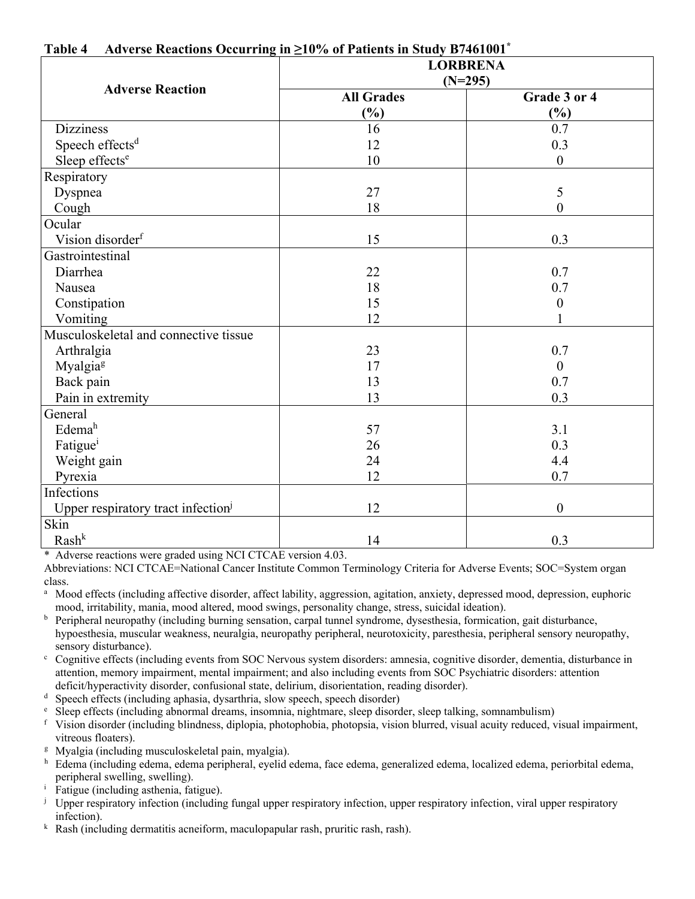**Table 4 Adverse Reactions Occurring in ≥10% of Patients in Study B7461001***

| Adverse Reaction | LORBRENA (N=295) | |
|---|---|---|
| | All Grades (%) | Grade 3 or 4 (%) |
| Dizziness | 16 | 0.7 |
| Speech effects[d] | 12 | 0.3 |
| Sleep effects[e] | 10 | 0 |
| **Respiratory** | | |
| Dyspnea | 27 | 5 |
| Cough | 18 | 0 |
| **Ocular** | | |
| Vision disorder[f] | 15 | 0.3 |
| **Gastrointestinal** | | |
| Diarrhea | 22 | 0.7 |
| Nausea | 18 | 0.7 |
| Constipation | 15 | 0 |
| Vomiting | 12 | 1 |
| **Musculoskeletal and connective tissue** | | |
| Arthralgia | 23 | 0.7 |
| Myalgia[g] | 17 | 0 |
| Back pain | 13 | 0.7 |
| Pain in extremity | 13 | 0.3 |
| **General** | | |
| Edema[h] | 57 | 3.1 |
| Fatigue[i] | 26 | 0.3 |
| Weight gain | 24 | 4.4 |
| Pyrexia | 12 | 0.7 |
| **Infections** | | |
| Upper respiratory tract infection[j] | 12 | 0 |
| **Skin** | | |
| Rash[k] | 14 | 0.3 |

\* Adverse reactions were graded using NCI CTCAE version 4.03.

Abbreviations: NCI CTCAE=National Cancer Institute Common Terminology Criteria for Adverse Events; SOC=System organ class.

[a] Mood effects (including affective disorder, affect lability, aggression, agitation, anxiety, depressed mood, depression, euphoric mood, irritability, mania, mood altered, mood swings, personality change, stress, suicidal ideation).

[b] Peripheral neuropathy (including burning sensation, carpal tunnel syndrome, dysesthesia, formication, gait disturbance, hypoesthesia, muscular weakness, neuralgia, neuropathy peripheral, neurotoxicity, paresthesia, peripheral sensory neuropathy, sensory disturbance).

[c] Cognitive effects (including events from SOC Nervous system disorders: amnesia, cognitive disorder, dementia, disturbance in attention, memory impairment, mental impairment; and also including events from SOC Psychiatric disorders: attention deficit/hyperactivity disorder, confusional state, delirium, disorientation, reading disorder).

[d] Speech effects (including aphasia, dysarthria, slow speech, speech disorder)

[e] Sleep effects (including abnormal dreams, insomnia, nightmare, sleep disorder, sleep talking, somnambulism)

[f] Vision disorder (including blindness, diplopia, photophobia, photopsia, vision blurred, visual acuity reduced, visual impairment, vitreous floaters).

[g] Myalgia (including musculoskeletal pain, myalgia).

[h] Edema (including edema, edema peripheral, eyelid edema, face edema, generalized edema, localized edema, periorbital edema, peripheral swelling, swelling).

[i] Fatigue (including asthenia, fatigue).

[j] Upper respiratory infection (including fungal upper respiratory infection, upper respiratory infection, viral upper respiratory infection).

[k] Rash (including dermatitis acneiform, maculopapular rash, pruritic rash, rash).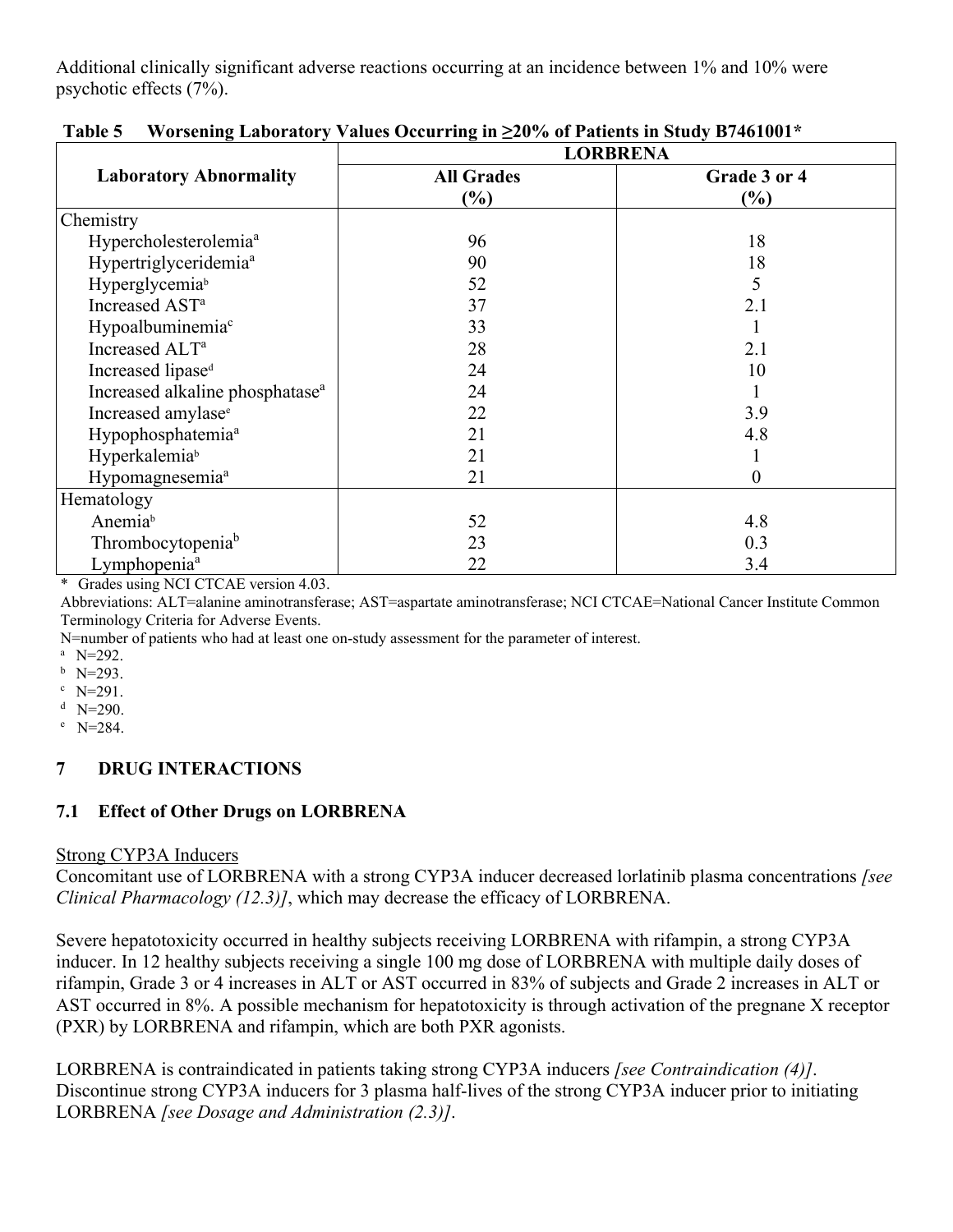Additional clinically significant adverse reactions occurring at an incidence between 1% and 10% were psychotic effects (7%).

**Table 5 Worsening Laboratory Values Occurring in ≥20% of Patients in Study B7461001***

| Laboratory Abnormality | LORBRENA | |
|---|---|---|
| | **All Grades (%)** | **Grade 3 or 4 (%)** |
| Chemistry | | |
| Hypercholesterolemia[a] | 96 | 18 |
| Hypertriglyceridemia[a] | 90 | 18 |
| Hyperglycemia[b] | 52 | 5 |
| Increased AST[a] | 37 | 2.1 |
| Hypoalbuminemia[c] | 33 | 1 |
| Increased ALT[a] | 28 | 2.1 |
| Increased lipase[d] | 24 | 10 |
| Increased alkaline phosphatase[a] | 24 | 1 |
| Increased amylase[e] | 22 | 3.9 |
| Hypophosphatemia[a] | 21 | 4.8 |
| Hyperkalemia[b] | 21 | 1 |
| Hypomagnesemia[a] | 21 | 0 |
| Hematology | | |
| Anemia[b] | 52 | 4.8 |
| Thrombocytopenia[b] | 23 | 0.3 |
| Lymphopenia[a] | 22 | 3.4 |

\* Grades using NCI CTCAE version 4.03.

Abbreviations: ALT=alanine aminotransferase; AST=aspartate aminotransferase; NCI CTCAE=National Cancer Institute Common Terminology Criteria for Adverse Events.

N=number of patients who had at least one on-study assessment for the parameter of interest.

[a] N=292.
[b] N=293.
[c] N=291.
[d] N=290.
[e] N=284.

## 7 DRUG INTERACTIONS

### 7.1 Effect of Other Drugs on LORBRENA

Strong CYP3A Inducers

Concomitant use of LORBRENA with a strong CYP3A inducer decreased lorlatinib plasma concentrations *[see Clinical Pharmacology (12.3)]*, which may decrease the efficacy of LORBRENA.

Severe hepatotoxicity occurred in healthy subjects receiving LORBRENA with rifampin, a strong CYP3A inducer. In 12 healthy subjects receiving a single 100 mg dose of LORBRENA with multiple daily doses of rifampin, Grade 3 or 4 increases in ALT or AST occurred in 83% of subjects and Grade 2 increases in ALT or AST occurred in 8%. A possible mechanism for hepatotoxicity is through activation of the pregnane X receptor (PXR) by LORBRENA and rifampin, which are both PXR agonists.

LORBRENA is contraindicated in patients taking strong CYP3A inducers *[see Contraindication (4)]*. Discontinue strong CYP3A inducers for 3 plasma half-lives of the strong CYP3A inducer prior to initiating LORBRENA *[see Dosage and Administration (2.3)]*.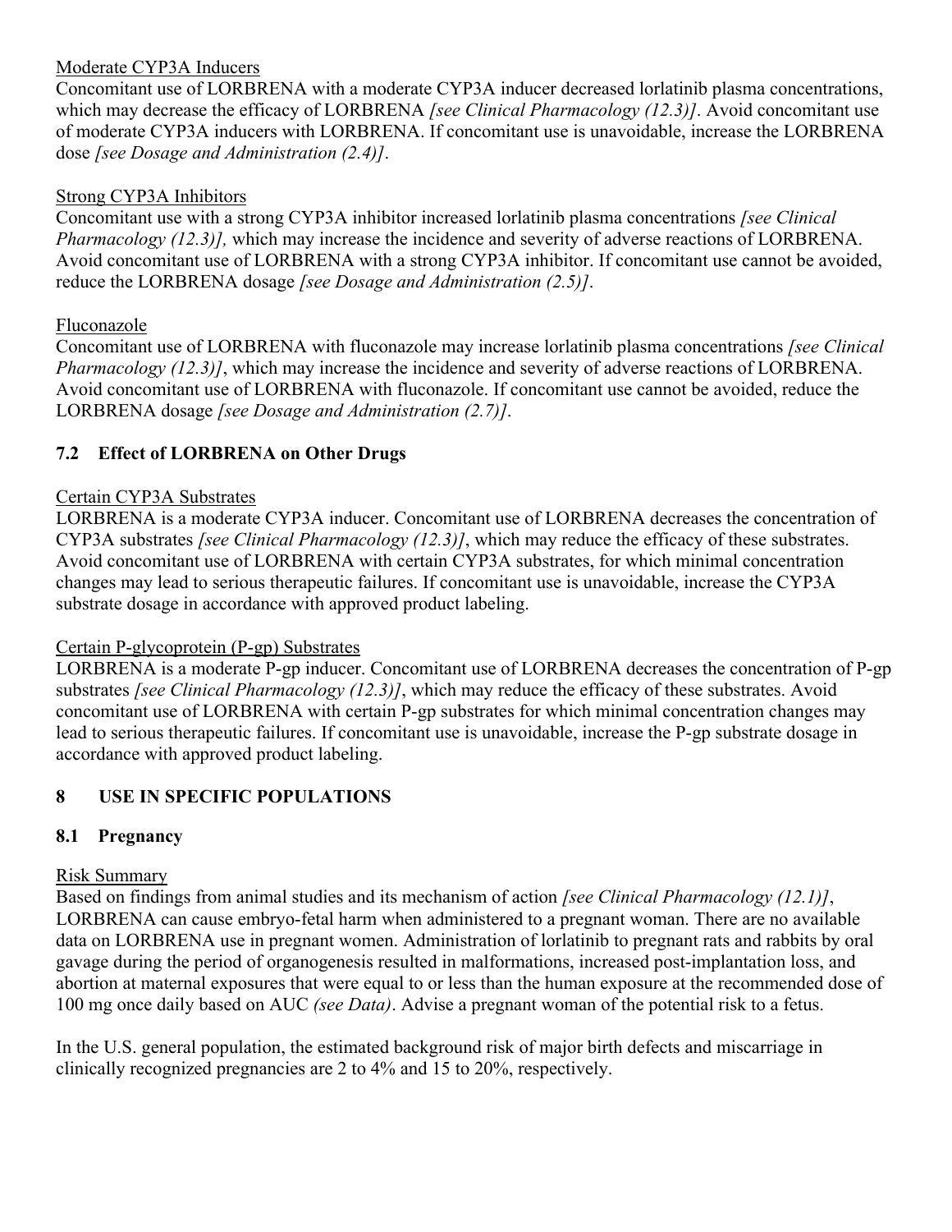Moderate CYP3A Inducers

Concomitant use of LORBRENA with a moderate CYP3A inducer decreased lorlatinib plasma concentrations, which may decrease the efficacy of LORBRENA *[see Clinical Pharmacology (12.3)]*. Avoid concomitant use of moderate CYP3A inducers with LORBRENA. If concomitant use is unavoidable, increase the LORBRENA dose *[see Dosage and Administration (2.4)]*.

Strong CYP3A Inhibitors

Concomitant use with a strong CYP3A inhibitor increased lorlatinib plasma concentrations *[see Clinical Pharmacology (12.3)],* which may increase the incidence and severity of adverse reactions of LORBRENA. Avoid concomitant use of LORBRENA with a strong CYP3A inhibitor. If concomitant use cannot be avoided, reduce the LORBRENA dosage *[see Dosage and Administration (2.5)]*.

Fluconazole

Concomitant use of LORBRENA with fluconazole may increase lorlatinib plasma concentrations *[see Clinical Pharmacology (12.3)]*, which may increase the incidence and severity of adverse reactions of LORBRENA. Avoid concomitant use of LORBRENA with fluconazole. If concomitant use cannot be avoided, reduce the LORBRENA dosage *[see Dosage and Administration (2.7)]*.

### 7.2 Effect of LORBRENA on Other Drugs

Certain CYP3A Substrates

LORBRENA is a moderate CYP3A inducer. Concomitant use of LORBRENA decreases the concentration of CYP3A substrates *[see Clinical Pharmacology (12.3)]*, which may reduce the efficacy of these substrates. Avoid concomitant use of LORBRENA with certain CYP3A substrates, for which minimal concentration changes may lead to serious therapeutic failures. If concomitant use is unavoidable, increase the CYP3A substrate dosage in accordance with approved product labeling.

Certain P-glycoprotein (P-gp) Substrates

LORBRENA is a moderate P-gp inducer. Concomitant use of LORBRENA decreases the concentration of P-gp substrates *[see Clinical Pharmacology (12.3)]*, which may reduce the efficacy of these substrates. Avoid concomitant use of LORBRENA with certain P-gp substrates for which minimal concentration changes may lead to serious therapeutic failures. If concomitant use is unavoidable, increase the P-gp substrate dosage in accordance with approved product labeling.

## 8 USE IN SPECIFIC POPULATIONS

### 8.1 Pregnancy

Risk Summary

Based on findings from animal studies and its mechanism of action *[see Clinical Pharmacology (12.1)]*, LORBRENA can cause embryo-fetal harm when administered to a pregnant woman. There are no available data on LORBRENA use in pregnant women. Administration of lorlatinib to pregnant rats and rabbits by oral gavage during the period of organogenesis resulted in malformations, increased post-implantation loss, and abortion at maternal exposures that were equal to or less than the human exposure at the recommended dose of 100 mg once daily based on AUC *(see Data)*. Advise a pregnant woman of the potential risk to a fetus.

In the U.S. general population, the estimated background risk of major birth defects and miscarriage in clinically recognized pregnancies are 2 to 4% and 15 to 20%, respectively.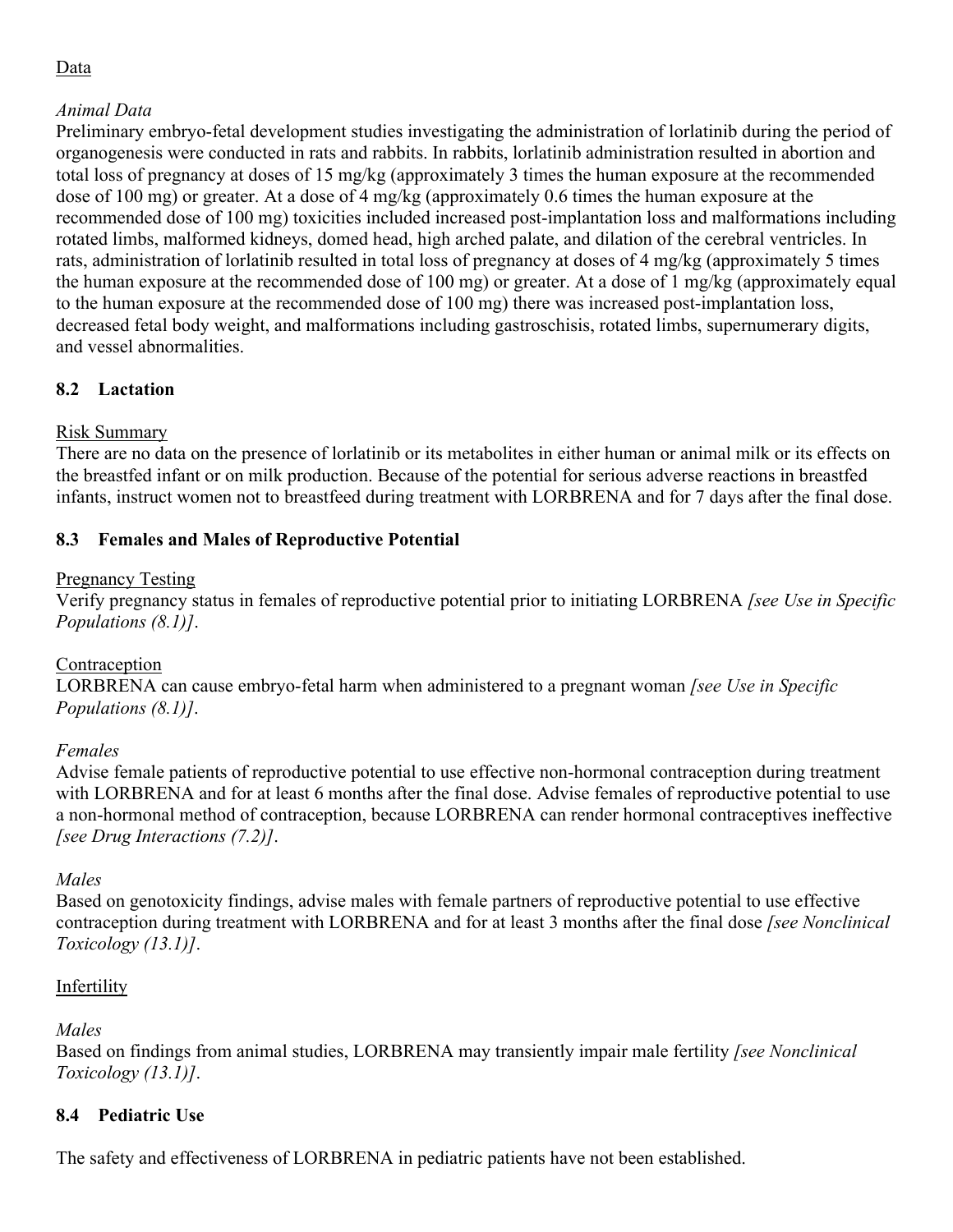Data

*Animal Data*

Preliminary embryo-fetal development studies investigating the administration of lorlatinib during the period of organogenesis were conducted in rats and rabbits. In rabbits, lorlatinib administration resulted in abortion and total loss of pregnancy at doses of 15 mg/kg (approximately 3 times the human exposure at the recommended dose of 100 mg) or greater. At a dose of 4 mg/kg (approximately 0.6 times the human exposure at the recommended dose of 100 mg) toxicities included increased post-implantation loss and malformations including rotated limbs, malformed kidneys, domed head, high arched palate, and dilation of the cerebral ventricles. In rats, administration of lorlatinib resulted in total loss of pregnancy at doses of 4 mg/kg (approximately 5 times the human exposure at the recommended dose of 100 mg) or greater. At a dose of 1 mg/kg (approximately equal to the human exposure at the recommended dose of 100 mg) there was increased post-implantation loss, decreased fetal body weight, and malformations including gastroschisis, rotated limbs, supernumerary digits, and vessel abnormalities.

### 8.2 Lactation

Risk Summary

There are no data on the presence of lorlatinib or its metabolites in either human or animal milk or its effects on the breastfed infant or on milk production. Because of the potential for serious adverse reactions in breastfed infants, instruct women not to breastfeed during treatment with LORBRENA and for 7 days after the final dose.

### 8.3 Females and Males of Reproductive Potential

Pregnancy Testing

Verify pregnancy status in females of reproductive potential prior to initiating LORBRENA *[see Use in Specific Populations (8.1)]*.

Contraception

LORBRENA can cause embryo-fetal harm when administered to a pregnant woman *[see Use in Specific Populations (8.1)]*.

*Females*

Advise female patients of reproductive potential to use effective non-hormonal contraception during treatment with LORBRENA and for at least 6 months after the final dose. Advise females of reproductive potential to use a non-hormonal method of contraception, because LORBRENA can render hormonal contraceptives ineffective *[see Drug Interactions (7.2)]*.

*Males*

Based on genotoxicity findings, advise males with female partners of reproductive potential to use effective contraception during treatment with LORBRENA and for at least 3 months after the final dose *[see Nonclinical Toxicology (13.1)]*.

Infertility

*Males*

Based on findings from animal studies, LORBRENA may transiently impair male fertility *[see Nonclinical Toxicology (13.1)]*.

### 8.4 Pediatric Use

The safety and effectiveness of LORBRENA in pediatric patients have not been established.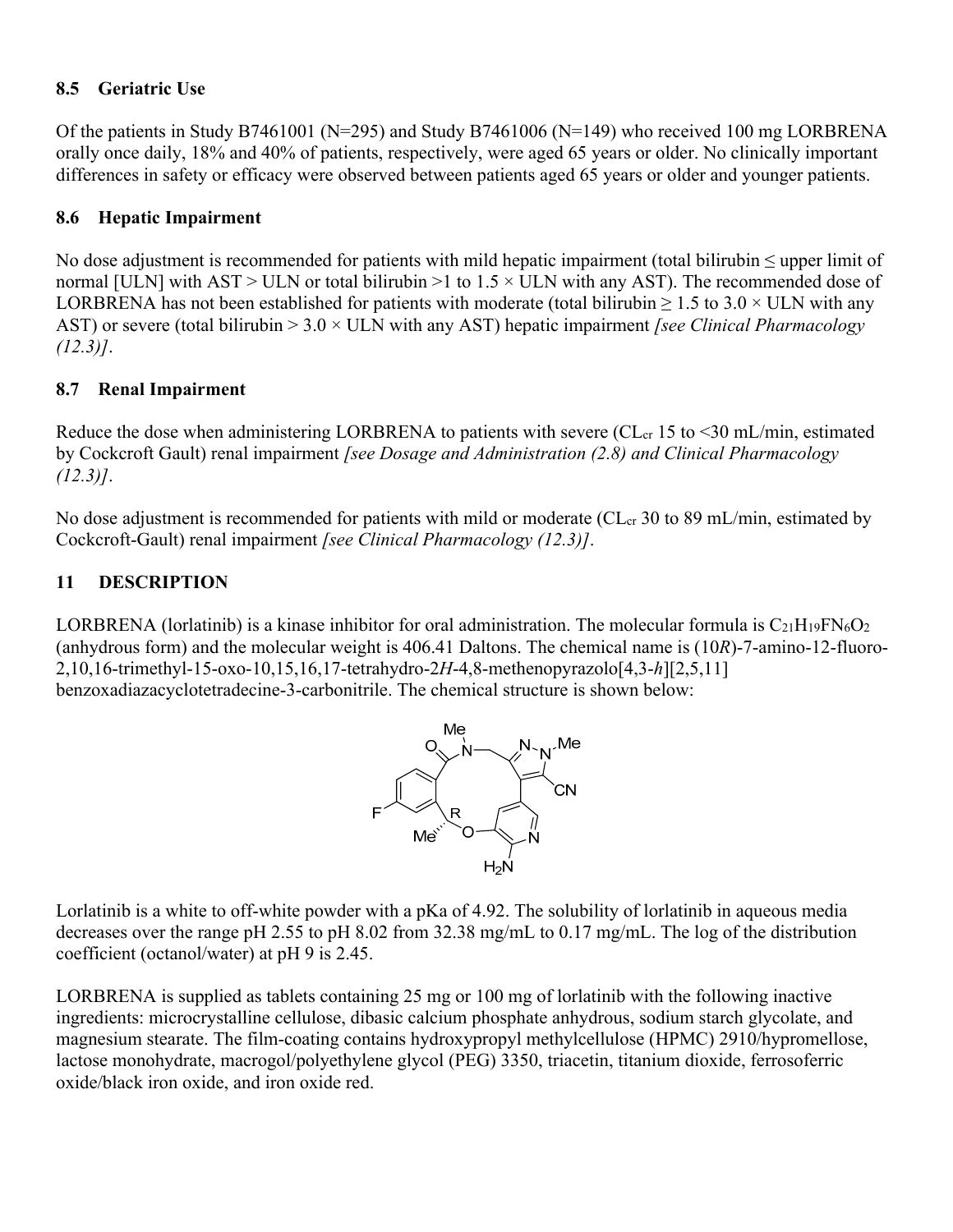### 8.5 Geriatric Use

Of the patients in Study B7461001 (N=295) and Study B7461006 (N=149) who received 100 mg LORBRENA orally once daily, 18% and 40% of patients, respectively, were aged 65 years or older. No clinically important differences in safety or efficacy were observed between patients aged 65 years or older and younger patients.

### 8.6 Hepatic Impairment

No dose adjustment is recommended for patients with mild hepatic impairment (total bilirubin ≤ upper limit of normal [ULN] with AST > ULN or total bilirubin >1 to 1.5 × ULN with any AST). The recommended dose of LORBRENA has not been established for patients with moderate (total bilirubin ≥ 1.5 to 3.0 × ULN with any AST) or severe (total bilirubin > 3.0 × ULN with any AST) hepatic impairment *[see Clinical Pharmacology (12.3)]*.

### 8.7 Renal Impairment

Reduce the dose when administering LORBRENA to patients with severe ($CL_{cr}$ 15 to <30 mL/min, estimated by Cockcroft Gault) renal impairment *[see Dosage and Administration (2.8) and Clinical Pharmacology (12.3)]*.

No dose adjustment is recommended for patients with mild or moderate ($CL_{cr}$ 30 to 89 mL/min, estimated by Cockcroft-Gault) renal impairment *[see Clinical Pharmacology (12.3)]*.

## 11 DESCRIPTION

LORBRENA (lorlatinib) is a kinase inhibitor for oral administration. The molecular formula is $C_{21}H_{19}FN_6O_2$ (anhydrous form) and the molecular weight is 406.41 Daltons. The chemical name is (10*R*)-7-amino-12-fluoro-2,10,16-trimethyl-15-oxo-10,15,16,17-tetrahydro-2*H*-4,8-methenopyrazolo[4,3-*h*][2,5,11] benzoxadiazacyclotetradecine-3-carbonitrile. The chemical structure is shown below:

Lorlatinib is a white to off-white powder with a pKa of 4.92. The solubility of lorlatinib in aqueous media decreases over the range pH 2.55 to pH 8.02 from 32.38 mg/mL to 0.17 mg/mL. The log of the distribution coefficient (octanol/water) at pH 9 is 2.45.

LORBRENA is supplied as tablets containing 25 mg or 100 mg of lorlatinib with the following inactive ingredients: microcrystalline cellulose, dibasic calcium phosphate anhydrous, sodium starch glycolate, and magnesium stearate. The film-coating contains hydroxypropyl methylcellulose (HPMC) 2910/hypromellose, lactose monohydrate, macrogol/polyethylene glycol (PEG) 3350, triacetin, titanium dioxide, ferrosoferric oxide/black iron oxide, and iron oxide red.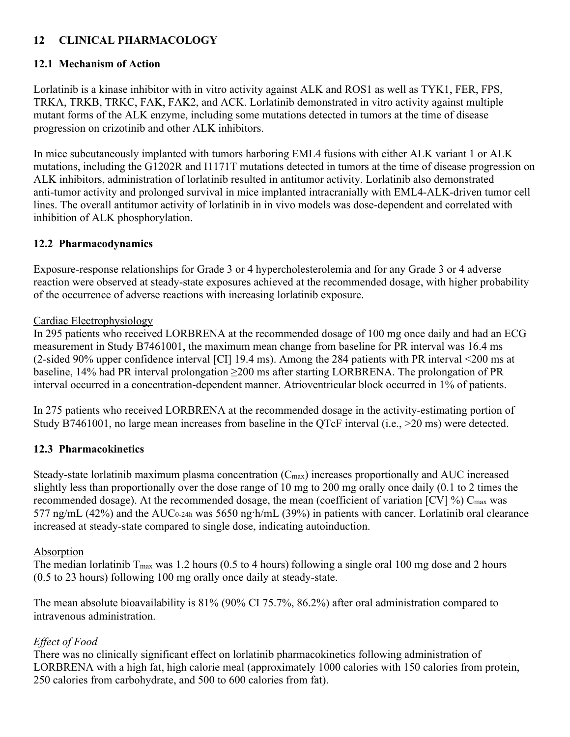## 12 CLINICAL PHARMACOLOGY

### 12.1 Mechanism of Action

Lorlatinib is a kinase inhibitor with in vitro activity against ALK and ROS1 as well as TYK1, FER, FPS, TRKA, TRKB, TRKC, FAK, FAK2, and ACK. Lorlatinib demonstrated in vitro activity against multiple mutant forms of the ALK enzyme, including some mutations detected in tumors at the time of disease progression on crizotinib and other ALK inhibitors.

In mice subcutaneously implanted with tumors harboring EML4 fusions with either ALK variant 1 or ALK mutations, including the G1202R and I1171T mutations detected in tumors at the time of disease progression on ALK inhibitors, administration of lorlatinib resulted in antitumor activity. Lorlatinib also demonstrated anti-tumor activity and prolonged survival in mice implanted intracranially with EML4-ALK-driven tumor cell lines. The overall antitumor activity of lorlatinib in in vivo models was dose-dependent and correlated with inhibition of ALK phosphorylation.

### 12.2 Pharmacodynamics

Exposure-response relationships for Grade 3 or 4 hypercholesterolemia and for any Grade 3 or 4 adverse reaction were observed at steady-state exposures achieved at the recommended dosage, with higher probability of the occurrence of adverse reactions with increasing lorlatinib exposure.

Cardiac Electrophysiology

In 295 patients who received LORBRENA at the recommended dosage of 100 mg once daily and had an ECG measurement in Study B7461001, the maximum mean change from baseline for PR interval was 16.4 ms (2-sided 90% upper confidence interval [CI] 19.4 ms). Among the 284 patients with PR interval <200 ms at baseline, 14% had PR interval prolongation ≥200 ms after starting LORBRENA. The prolongation of PR interval occurred in a concentration-dependent manner. Atrioventricular block occurred in 1% of patients.

In 275 patients who received LORBRENA at the recommended dosage in the activity-estimating portion of Study B7461001, no large mean increases from baseline in the QTcF interval (i.e., >20 ms) were detected.

### 12.3 Pharmacokinetics

Steady-state lorlatinib maximum plasma concentration ($C_{max}$) increases proportionally and AUC increased slightly less than proportionally over the dose range of 10 mg to 200 mg orally once daily (0.1 to 2 times the recommended dosage). At the recommended dosage, the mean (coefficient of variation [CV] %) $C_{max}$ was 577 ng/mL (42%) and the $AUC_{0\text{-}24h}$ was 5650 ng·h/mL (39%) in patients with cancer. Lorlatinib oral clearance increased at steady-state compared to single dose, indicating autoinduction.

Absorption

The median lorlatinib $T_{max}$ was 1.2 hours (0.5 to 4 hours) following a single oral 100 mg dose and 2 hours (0.5 to 23 hours) following 100 mg orally once daily at steady-state.

The mean absolute bioavailability is 81% (90% CI 75.7%, 86.2%) after oral administration compared to intravenous administration.

*Effect of Food*

There was no clinically significant effect on lorlatinib pharmacokinetics following administration of LORBRENA with a high fat, high calorie meal (approximately 1000 calories with 150 calories from protein, 250 calories from carbohydrate, and 500 to 600 calories from fat).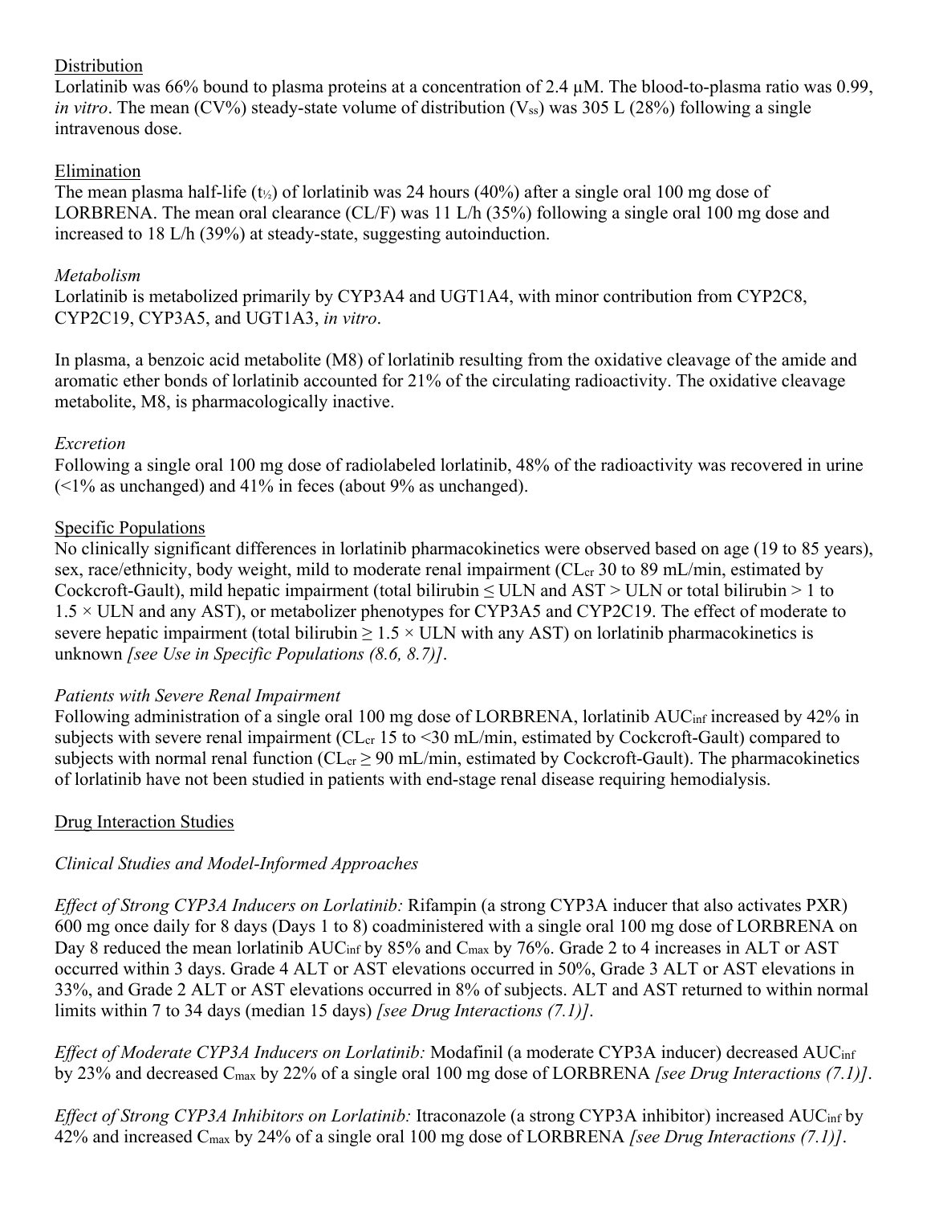<u>Distribution</u>

Lorlatinib was 66% bound to plasma proteins at a concentration of 2.4 μM. The blood-to-plasma ratio was 0.99, *in vitro*. The mean (CV%) steady-state volume of distribution ($V_{ss}$) was 305 L (28%) following a single intravenous dose.

<u>Elimination</u>

The mean plasma half-life ($t_{½}$) of lorlatinib was 24 hours (40%) after a single oral 100 mg dose of LORBRENA. The mean oral clearance (CL/F) was 11 L/h (35%) following a single oral 100 mg dose and increased to 18 L/h (39%) at steady-state, suggesting autoinduction.

*Metabolism*

Lorlatinib is metabolized primarily by CYP3A4 and UGT1A4, with minor contribution from CYP2C8, CYP2C19, CYP3A5, and UGT1A3, *in vitro*.

In plasma, a benzoic acid metabolite (M8) of lorlatinib resulting from the oxidative cleavage of the amide and aromatic ether bonds of lorlatinib accounted for 21% of the circulating radioactivity. The oxidative cleavage metabolite, M8, is pharmacologically inactive.

*Excretion*

Following a single oral 100 mg dose of radiolabeled lorlatinib, 48% of the radioactivity was recovered in urine (<1% as unchanged) and 41% in feces (about 9% as unchanged).

<u>Specific Populations</u>

No clinically significant differences in lorlatinib pharmacokinetics were observed based on age (19 to 85 years), sex, race/ethnicity, body weight, mild to moderate renal impairment ($CL_{cr}$ 30 to 89 mL/min, estimated by Cockcroft-Gault), mild hepatic impairment (total bilirubin ≤ ULN and AST > ULN or total bilirubin > 1 to 1.5 × ULN and any AST), or metabolizer phenotypes for CYP3A5 and CYP2C19. The effect of moderate to severe hepatic impairment (total bilirubin ≥ 1.5 × ULN with any AST) on lorlatinib pharmacokinetics is unknown *[see Use in Specific Populations (8.6, 8.7)]*.

*Patients with Severe Renal Impairment*

Following administration of a single oral 100 mg dose of LORBRENA, lorlatinib $AUC_{inf}$ increased by 42% in subjects with severe renal impairment ($CL_{cr}$ 15 to <30 mL/min, estimated by Cockcroft-Gault) compared to subjects with normal renal function ($CL_{cr}$ ≥ 90 mL/min, estimated by Cockcroft-Gault). The pharmacokinetics of lorlatinib have not been studied in patients with end-stage renal disease requiring hemodialysis.

<u>Drug Interaction Studies</u>

*Clinical Studies and Model-Informed Approaches*

*Effect of Strong CYP3A Inducers on Lorlatinib:* Rifampin (a strong CYP3A inducer that also activates PXR) 600 mg once daily for 8 days (Days 1 to 8) coadministered with a single oral 100 mg dose of LORBRENA on Day 8 reduced the mean lorlatinib $AUC_{inf}$ by 85% and $C_{max}$ by 76%. Grade 2 to 4 increases in ALT or AST occurred within 3 days. Grade 4 ALT or AST elevations occurred in 50%, Grade 3 ALT or AST elevations in 33%, and Grade 2 ALT or AST elevations occurred in 8% of subjects. ALT and AST returned to within normal limits within 7 to 34 days (median 15 days) *[see Drug Interactions (7.1)]*.

*Effect of Moderate CYP3A Inducers on Lorlatinib:* Modafinil (a moderate CYP3A inducer) decreased $AUC_{inf}$ by 23% and decreased $C_{max}$ by 22% of a single oral 100 mg dose of LORBRENA *[see Drug Interactions (7.1)]*.

*Effect of Strong CYP3A Inhibitors on Lorlatinib:* Itraconazole (a strong CYP3A inhibitor) increased $AUC_{inf}$ by 42% and increased $C_{max}$ by 24% of a single oral 100 mg dose of LORBRENA *[see Drug Interactions (7.1)]*.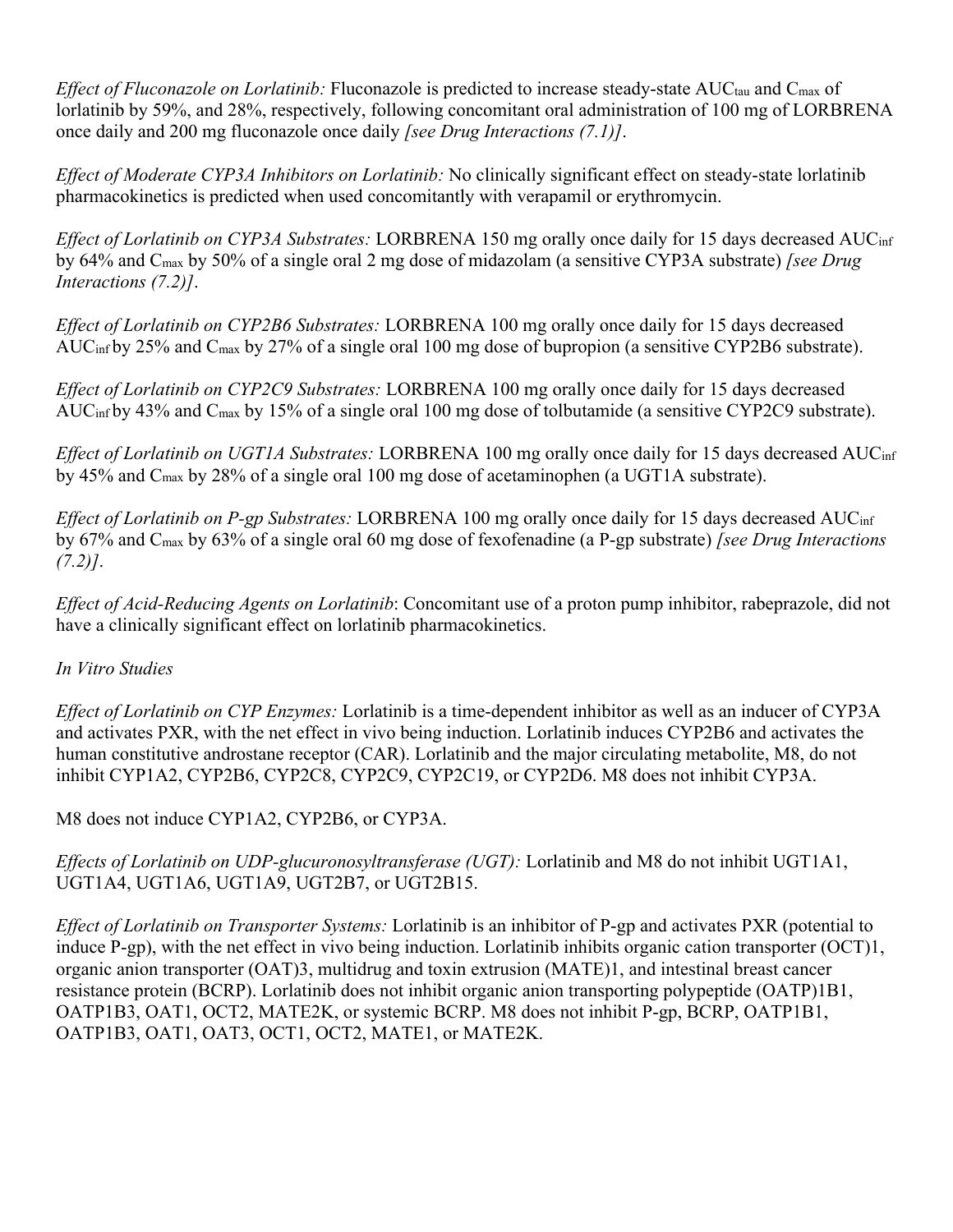*Effect of Fluconazole on Lorlatinib:* Fluconazole is predicted to increase steady-state $AUC_{tau}$ and $C_{max}$ of lorlatinib by 59%, and 28%, respectively, following concomitant oral administration of 100 mg of LORBRENA once daily and 200 mg fluconazole once daily *[see Drug Interactions (7.1)]*.

*Effect of Moderate CYP3A Inhibitors on Lorlatinib:* No clinically significant effect on steady-state lorlatinib pharmacokinetics is predicted when used concomitantly with verapamil or erythromycin.

*Effect of Lorlatinib on CYP3A Substrates:* LORBRENA 150 mg orally once daily for 15 days decreased $AUC_{inf}$ by 64% and $C_{max}$ by 50% of a single oral 2 mg dose of midazolam (a sensitive CYP3A substrate) *[see Drug Interactions (7.2)]*.

*Effect of Lorlatinib on CYP2B6 Substrates:* LORBRENA 100 mg orally once daily for 15 days decreased $AUC_{inf}$ by 25% and $C_{max}$ by 27% of a single oral 100 mg dose of bupropion (a sensitive CYP2B6 substrate).

*Effect of Lorlatinib on CYP2C9 Substrates:* LORBRENA 100 mg orally once daily for 15 days decreased $AUC_{inf}$ by 43% and $C_{max}$ by 15% of a single oral 100 mg dose of tolbutamide (a sensitive CYP2C9 substrate).

*Effect of Lorlatinib on UGT1A Substrates:* LORBRENA 100 mg orally once daily for 15 days decreased $AUC_{inf}$ by 45% and $C_{max}$ by 28% of a single oral 100 mg dose of acetaminophen (a UGT1A substrate).

*Effect of Lorlatinib on P-gp Substrates:* LORBRENA 100 mg orally once daily for 15 days decreased $AUC_{inf}$ by 67% and $C_{max}$ by 63% of a single oral 60 mg dose of fexofenadine (a P-gp substrate) *[see Drug Interactions (7.2)]*.

*Effect of Acid-Reducing Agents on Lorlatinib*: Concomitant use of a proton pump inhibitor, rabeprazole, did not have a clinically significant effect on lorlatinib pharmacokinetics.

*In Vitro Studies*

*Effect of Lorlatinib on CYP Enzymes:* Lorlatinib is a time-dependent inhibitor as well as an inducer of CYP3A and activates PXR, with the net effect in vivo being induction. Lorlatinib induces CYP2B6 and activates the human constitutive androstane receptor (CAR). Lorlatinib and the major circulating metabolite, M8, do not inhibit CYP1A2, CYP2B6, CYP2C8, CYP2C9, CYP2C19, or CYP2D6. M8 does not inhibit CYP3A.

M8 does not induce CYP1A2, CYP2B6, or CYP3A.

*Effects of Lorlatinib on UDP-glucuronosyltransferase (UGT):* Lorlatinib and M8 do not inhibit UGT1A1, UGT1A4, UGT1A6, UGT1A9, UGT2B7, or UGT2B15.

*Effect of Lorlatinib on Transporter Systems:* Lorlatinib is an inhibitor of P-gp and activates PXR (potential to induce P-gp), with the net effect in vivo being induction. Lorlatinib inhibits organic cation transporter (OCT)1, organic anion transporter (OAT)3, multidrug and toxin extrusion (MATE)1, and intestinal breast cancer resistance protein (BCRP). Lorlatinib does not inhibit organic anion transporting polypeptide (OATP)1B1, OATP1B3, OAT1, OCT2, MATE2K, or systemic BCRP. M8 does not inhibit P-gp, BCRP, OATP1B1, OATP1B3, OAT1, OAT3, OCT1, OCT2, MATE1, or MATE2K.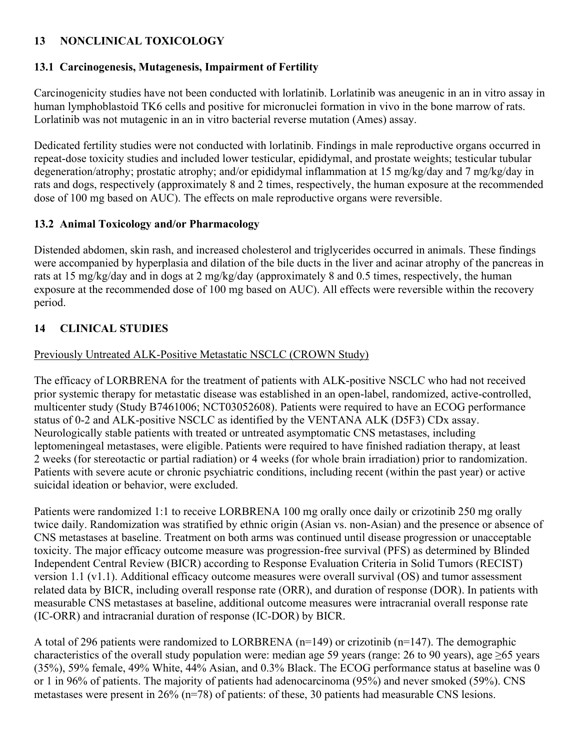## 13 NONCLINICAL TOXICOLOGY

### 13.1 Carcinogenesis, Mutagenesis, Impairment of Fertility

Carcinogenicity studies have not been conducted with lorlatinib. Lorlatinib was aneugenic in an in vitro assay in human lymphoblastoid TK6 cells and positive for micronuclei formation in vivo in the bone marrow of rats. Lorlatinib was not mutagenic in an in vitro bacterial reverse mutation (Ames) assay.

Dedicated fertility studies were not conducted with lorlatinib. Findings in male reproductive organs occurred in repeat-dose toxicity studies and included lower testicular, epididymal, and prostate weights; testicular tubular degeneration/atrophy; prostatic atrophy; and/or epididymal inflammation at 15 mg/kg/day and 7 mg/kg/day in rats and dogs, respectively (approximately 8 and 2 times, respectively, the human exposure at the recommended dose of 100 mg based on AUC). The effects on male reproductive organs were reversible.

### 13.2 Animal Toxicology and/or Pharmacology

Distended abdomen, skin rash, and increased cholesterol and triglycerides occurred in animals. These findings were accompanied by hyperplasia and dilation of the bile ducts in the liver and acinar atrophy of the pancreas in rats at 15 mg/kg/day and in dogs at 2 mg/kg/day (approximately 8 and 0.5 times, respectively, the human exposure at the recommended dose of 100 mg based on AUC). All effects were reversible within the recovery period.

## 14 CLINICAL STUDIES

Previously Untreated ALK-Positive Metastatic NSCLC (CROWN Study)

The efficacy of LORBRENA for the treatment of patients with ALK-positive NSCLC who had not received prior systemic therapy for metastatic disease was established in an open-label, randomized, active-controlled, multicenter study (Study B7461006; NCT03052608). Patients were required to have an ECOG performance status of 0-2 and ALK-positive NSCLC as identified by the VENTANA ALK (D5F3) CDx assay. Neurologically stable patients with treated or untreated asymptomatic CNS metastases, including leptomeningeal metastases, were eligible. Patients were required to have finished radiation therapy, at least 2 weeks (for stereotactic or partial radiation) or 4 weeks (for whole brain irradiation) prior to randomization. Patients with severe acute or chronic psychiatric conditions, including recent (within the past year) or active suicidal ideation or behavior, were excluded.

Patients were randomized 1:1 to receive LORBRENA 100 mg orally once daily or crizotinib 250 mg orally twice daily. Randomization was stratified by ethnic origin (Asian vs. non-Asian) and the presence or absence of CNS metastases at baseline. Treatment on both arms was continued until disease progression or unacceptable toxicity. The major efficacy outcome measure was progression-free survival (PFS) as determined by Blinded Independent Central Review (BICR) according to Response Evaluation Criteria in Solid Tumors (RECIST) version 1.1 (v1.1). Additional efficacy outcome measures were overall survival (OS) and tumor assessment related data by BICR, including overall response rate (ORR), and duration of response (DOR). In patients with measurable CNS metastases at baseline, additional outcome measures were intracranial overall response rate (IC-ORR) and intracranial duration of response (IC-DOR) by BICR.

A total of 296 patients were randomized to LORBRENA (n=149) or crizotinib (n=147). The demographic characteristics of the overall study population were: median age 59 years (range: 26 to 90 years), age ≥65 years (35%), 59% female, 49% White, 44% Asian, and 0.3% Black. The ECOG performance status at baseline was 0 or 1 in 96% of patients. The majority of patients had adenocarcinoma (95%) and never smoked (59%). CNS metastases were present in 26% (n=78) of patients: of these, 30 patients had measurable CNS lesions.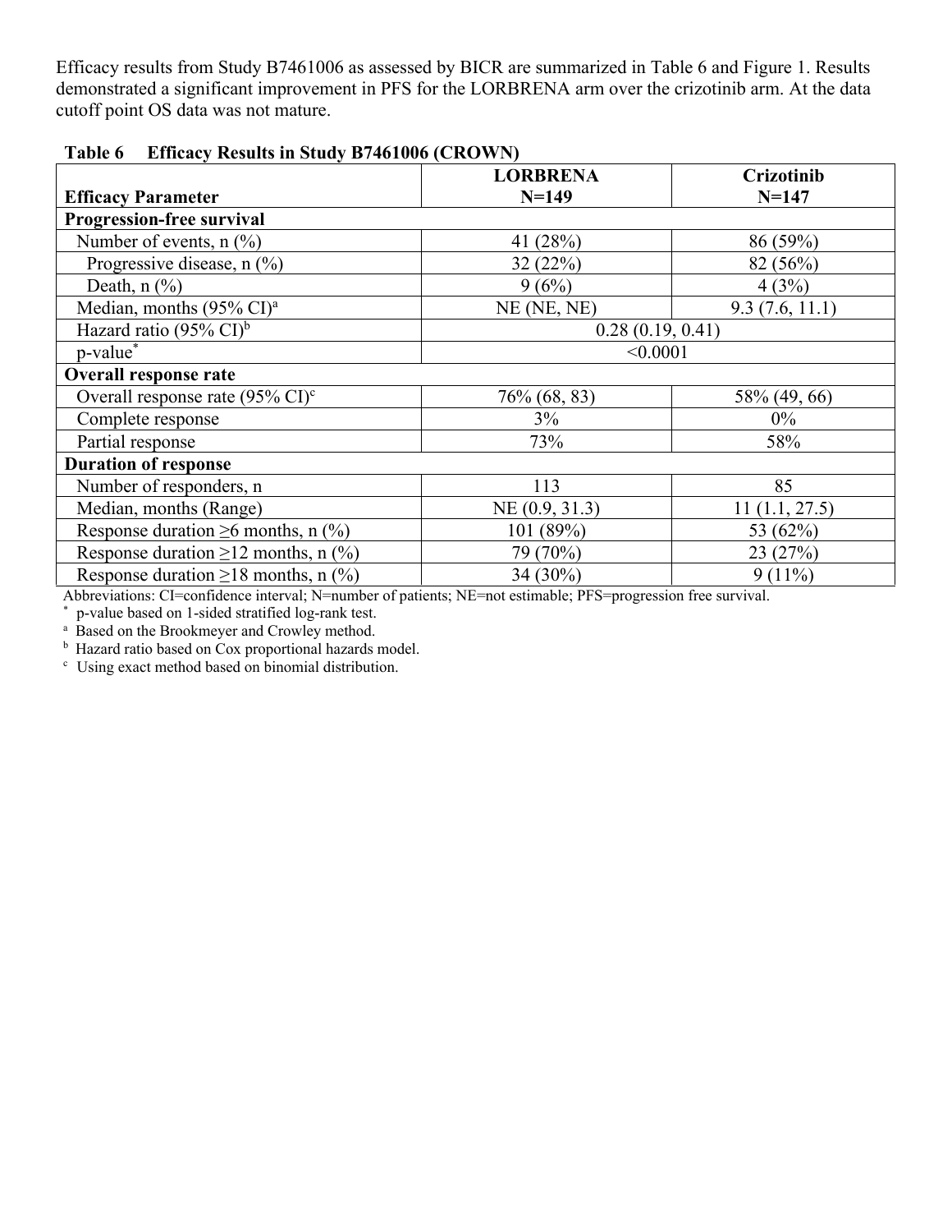Efficacy results from Study B7461006 as assessed by BICR are summarized in Table 6 and Figure 1. Results demonstrated a significant improvement in PFS for the LORBRENA arm over the crizotinib arm. At the data cutoff point OS data was not mature.

**Table 6 Efficacy Results in Study B7461006 (CROWN)**

| Efficacy Parameter | LORBRENA N=149 | Crizotinib N=147 |
|---|---|---|
| **Progression-free survival** | | |
| Number of events, n (%) | 41 (28%) | 86 (59%) |
| Progressive disease, n (%) | 32 (22%) | 82 (56%) |
| Death, n (%) | 9 (6%) | 4 (3%) |
| Median, months (95% CI)[a] | NE (NE, NE) | 9.3 (7.6, 11.1) |
| Hazard ratio (95% CI)[b] | 0.28 (0.19, 0.41) | |
| p-value[*] | <0.0001 | |
| **Overall response rate** | | |
| Overall response rate (95% CI)[c] | 76% (68, 83) | 58% (49, 66) |
| Complete response | 3% | 0% |
| Partial response | 73% | 58% |
| **Duration of response** | | |
| Number of responders, n | 113 | 85 |
| Median, months (Range) | NE (0.9, 31.3) | 11 (1.1, 27.5) |
| Response duration ≥6 months, n (%) | 101 (89%) | 53 (62%) |
| Response duration ≥12 months, n (%) | 79 (70%) | 23 (27%) |
| Response duration ≥18 months, n (%) | 34 (30%) | 9 (11%) |

Abbreviations: CI=confidence interval; N=number of patients; NE=not estimable; PFS=progression free survival.

[*] p-value based on 1-sided stratified log-rank test.

[a] Based on the Brookmeyer and Crowley method.

[b] Hazard ratio based on Cox proportional hazards model.

[c] Using exact method based on binomial distribution.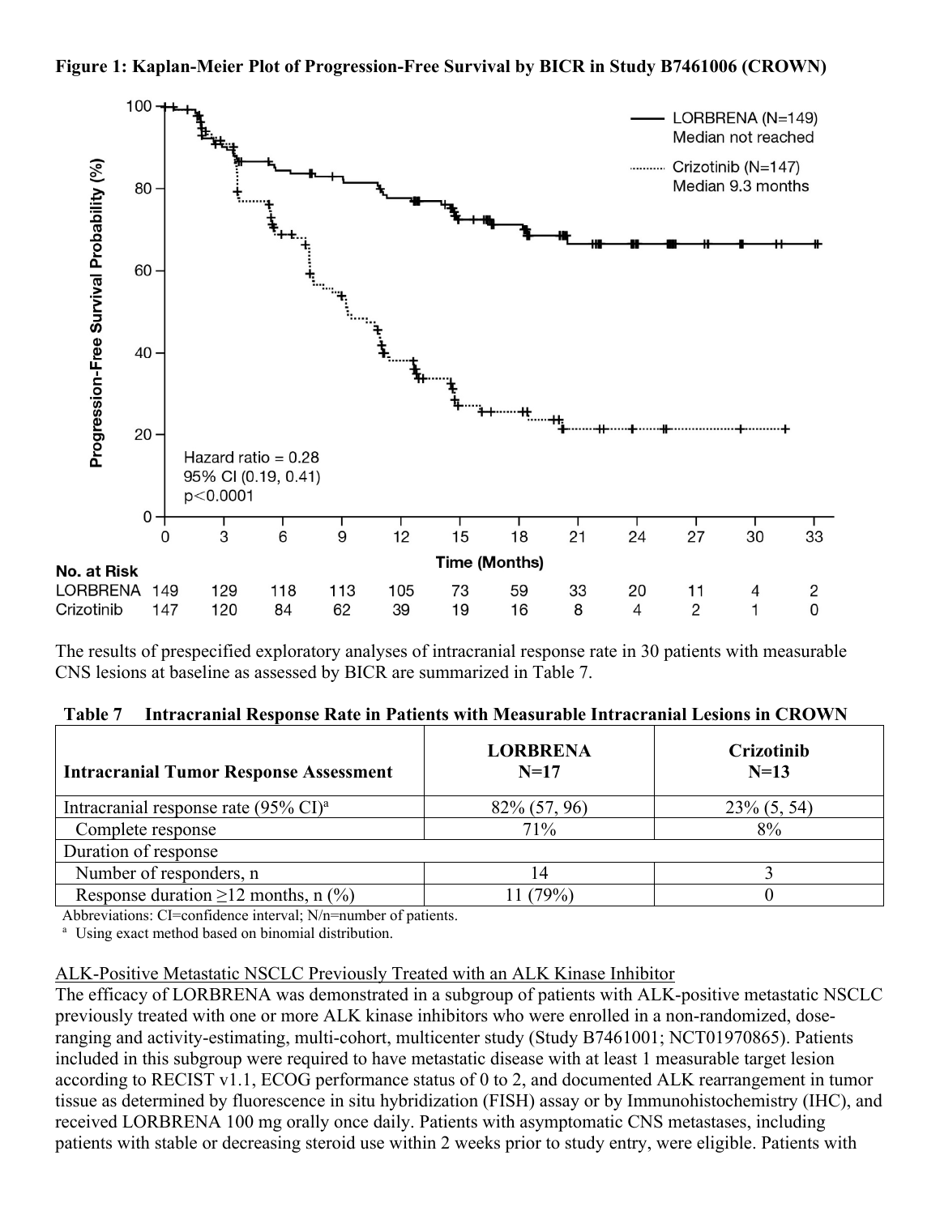**Figure 1: Kaplan-Meier Plot of Progression-Free Survival by BICR in Study B7461006 (CROWN)**

| No. at Risk | 0 | 3 | 6 | 9 | 12 | 15 | 18 | 21 | 24 | 27 | 30 | 33 |
|---|---|---|---|---|---|---|---|---|---|---|---|---|
| LORBRENA | 149 | 129 | 118 | 113 | 105 | 73 | 59 | 33 | 20 | 11 | 4 | 2 |
| Crizotinib | 147 | 120 | 84 | 62 | 39 | 19 | 16 | 8 | 4 | 2 | 1 | 0 |

LORBRENA (N=149) Median not reached

Crizotinib (N=147) Median 9.3 months

Hazard ratio = 0.28
95% CI (0.19, 0.41)
p<0.0001

The results of prespecified exploratory analyses of intracranial response rate in 30 patients with measurable CNS lesions at baseline as assessed by BICR are summarized in Table 7.

**Table 7 Intracranial Response Rate in Patients with Measurable Intracranial Lesions in CROWN**

| Intracranial Tumor Response Assessment | LORBRENA N=17 | Crizotinib N=13 |
|---|---|---|
| Intracranial response rate (95% CI)[a] | 82% (57, 96) | 23% (5, 54) |
| Complete response | 71% | 8% |
| Duration of response | | |
| Number of responders, n | 14 | 3 |
| Response duration ≥12 months, n (%) | 11 (79%) | 0 |

Abbreviations: CI=confidence interval; N/n=number of patients.

[a] Using exact method based on binomial distribution.

ALK-Positive Metastatic NSCLC Previously Treated with an ALK Kinase Inhibitor

The efficacy of LORBRENA was demonstrated in a subgroup of patients with ALK-positive metastatic NSCLC previously treated with one or more ALK kinase inhibitors who were enrolled in a non-randomized, dose-ranging and activity-estimating, multi-cohort, multicenter study (Study B7461001; NCT01970865). Patients included in this subgroup were required to have metastatic disease with at least 1 measurable target lesion according to RECIST v1.1, ECOG performance status of 0 to 2, and documented ALK rearrangement in tumor tissue as determined by fluorescence in situ hybridization (FISH) assay or by Immunohistochemistry (IHC), and received LORBRENA 100 mg orally once daily. Patients with asymptomatic CNS metastases, including patients with stable or decreasing steroid use within 2 weeks prior to study entry, were eligible. Patients with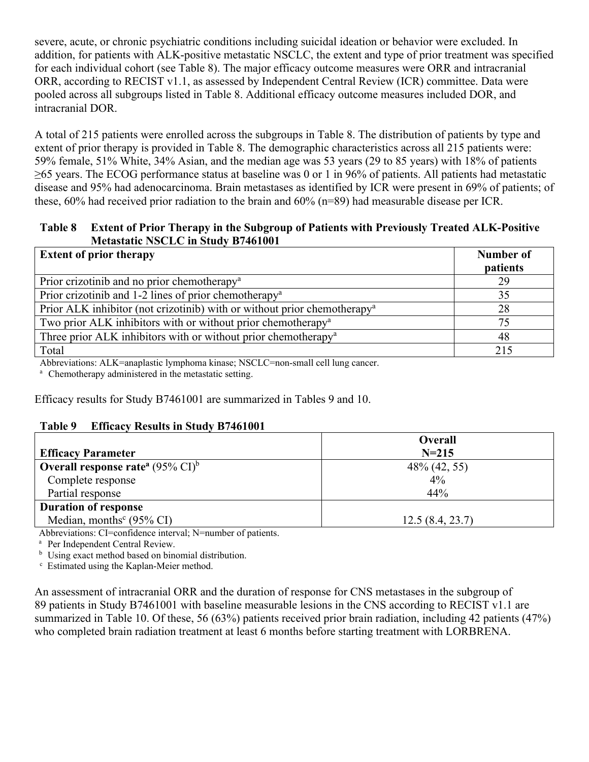severe, acute, or chronic psychiatric conditions including suicidal ideation or behavior were excluded. In addition, for patients with ALK-positive metastatic NSCLC, the extent and type of prior treatment was specified for each individual cohort (see Table 8). The major efficacy outcome measures were ORR and intracranial ORR, according to RECIST v1.1, as assessed by Independent Central Review (ICR) committee. Data were pooled across all subgroups listed in Table 8. Additional efficacy outcome measures included DOR, and intracranial DOR.

A total of 215 patients were enrolled across the subgroups in Table 8. The distribution of patients by type and extent of prior therapy is provided in Table 8. The demographic characteristics across all 215 patients were: 59% female, 51% White, 34% Asian, and the median age was 53 years (29 to 85 years) with 18% of patients ≥65 years. The ECOG performance status at baseline was 0 or 1 in 96% of patients. All patients had metastatic disease and 95% had adenocarcinoma. Brain metastases as identified by ICR were present in 69% of patients; of these, 60% had received prior radiation to the brain and 60% (n=89) had measurable disease per ICR.

**Table 8 Extent of Prior Therapy in the Subgroup of Patients with Previously Treated ALK-Positive Metastatic NSCLC in Study B7461001**

| Extent of prior therapy | Number of patients |
|---|---|
| Prior crizotinib and no prior chemotherapy[a] | 29 |
| Prior crizotinib and 1-2 lines of prior chemotherapy[a] | 35 |
| Prior ALK inhibitor (not crizotinib) with or without prior chemotherapy[a] | 28 |
| Two prior ALK inhibitors with or without prior chemotherapy[a] | 75 |
| Three prior ALK inhibitors with or without prior chemotherapy[a] | 48 |
| Total | 215 |

Abbreviations: ALK=anaplastic lymphoma kinase; NSCLC=non-small cell lung cancer.
[a] Chemotherapy administered in the metastatic setting.

Efficacy results for Study B7461001 are summarized in Tables 9 and 10.

**Table 9 Efficacy Results in Study B7461001**

| Efficacy Parameter | Overall N=215 |
|---|---|
| **Overall response rate[a]** (95% CI)[b] | 48% (42, 55) |
| Complete response | 4% |
| Partial response | 44% |
| **Duration of response** | |
| Median, months[c] (95% CI) | 12.5 (8.4, 23.7) |

Abbreviations: CI=confidence interval; N=number of patients.
[a] Per Independent Central Review.
[b] Using exact method based on binomial distribution.
[c] Estimated using the Kaplan-Meier method.

An assessment of intracranial ORR and the duration of response for CNS metastases in the subgroup of 89 patients in Study B7461001 with baseline measurable lesions in the CNS according to RECIST v1.1 are summarized in Table 10. Of these, 56 (63%) patients received prior brain radiation, including 42 patients (47%) who completed brain radiation treatment at least 6 months before starting treatment with LORBRENA.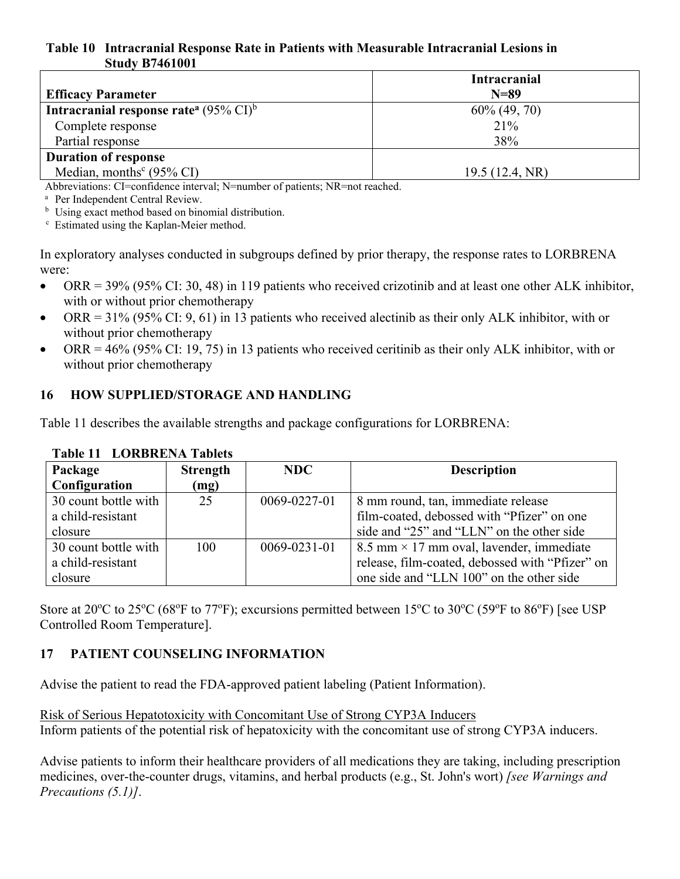**Table 10 Intracranial Response Rate in Patients with Measurable Intracranial Lesions in Study B7461001**

| Efficacy Parameter | Intracranial N=89 |
|---|---|
| **Intracranial response rate[a]** (95% CI)[b] | 60% (49, 70) |
| Complete response | 21% |
| Partial response | 38% |
| **Duration of response** | |
| Median, months[c] (95% CI) | 19.5 (12.4, NR) |

Abbreviations: CI=confidence interval; N=number of patients; NR=not reached.

[a] Per Independent Central Review.

[b] Using exact method based on binomial distribution.

[c] Estimated using the Kaplan-Meier method.

In exploratory analyses conducted in subgroups defined by prior therapy, the response rates to LORBRENA were:

- ORR = 39% (95% CI: 30, 48) in 119 patients who received crizotinib and at least one other ALK inhibitor, with or without prior chemotherapy
- ORR = 31% (95% CI: 9, 61) in 13 patients who received alectinib as their only ALK inhibitor, with or without prior chemotherapy
- ORR = 46% (95% CI: 19, 75) in 13 patients who received ceritinib as their only ALK inhibitor, with or without prior chemotherapy

## 16 HOW SUPPLIED/STORAGE AND HANDLING

Table 11 describes the available strengths and package configurations for LORBRENA:

**Table 11 LORBRENA Tablets**

| Package Configuration | Strength (mg) | NDC | Description |
|---|---|---|---|
| 30 count bottle with a child-resistant closure | 25 | 0069-0227-01 | 8 mm round, tan, immediate release film-coated, debossed with "Pfizer" on one side and "25" and "LLN" on the other side |
| 30 count bottle with a child-resistant closure | 100 | 0069-0231-01 | 8.5 mm × 17 mm oval, lavender, immediate release, film-coated, debossed with "Pfizer" on one side and "LLN 100" on the other side |

Store at 20ºC to 25ºC (68ºF to 77ºF); excursions permitted between 15ºC to 30ºC (59ºF to 86ºF) [see USP Controlled Room Temperature].

## 17 PATIENT COUNSELING INFORMATION

Advise the patient to read the FDA-approved patient labeling (Patient Information).

Risk of Serious Hepatotoxicity with Concomitant Use of Strong CYP3A Inducers

Inform patients of the potential risk of hepatotoxicity with the concomitant use of strong CYP3A inducers.

Advise patients to inform their healthcare providers of all medications they are taking, including prescription medicines, over-the-counter drugs, vitamins, and herbal products (e.g., St. John's wort) *[see Warnings and Precautions (5.1)]*.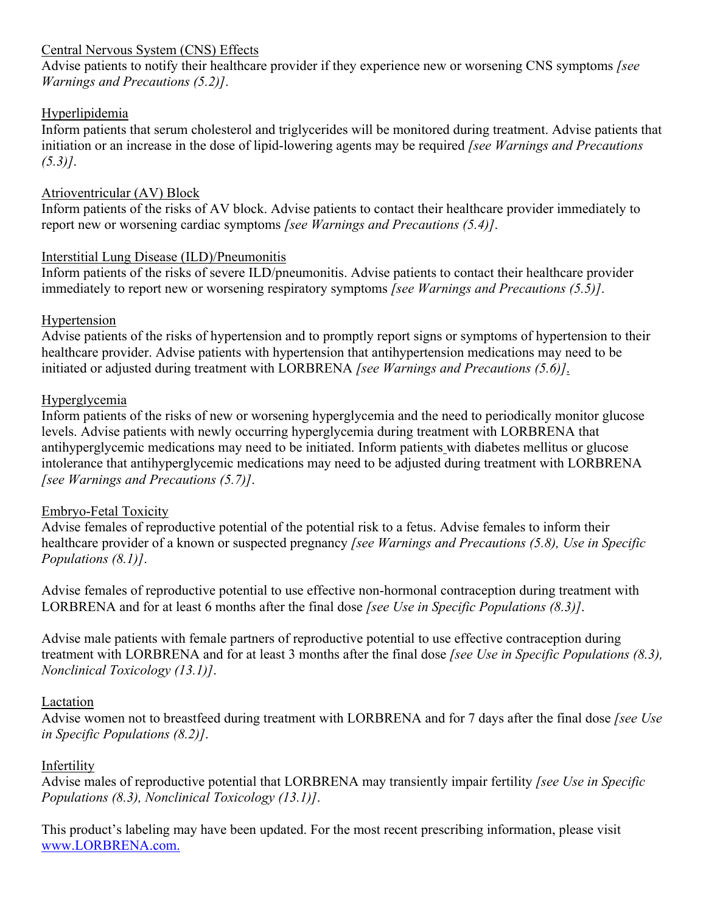Central Nervous System (CNS) Effects

Advise patients to notify their healthcare provider if they experience new or worsening CNS symptoms *[see Warnings and Precautions (5.2)]*.

Hyperlipidemia

Inform patients that serum cholesterol and triglycerides will be monitored during treatment. Advise patients that initiation or an increase in the dose of lipid-lowering agents may be required *[see Warnings and Precautions (5.3)]*.

Atrioventricular (AV) Block

Inform patients of the risks of AV block. Advise patients to contact their healthcare provider immediately to report new or worsening cardiac symptoms *[see Warnings and Precautions (5.4)]*.

Interstitial Lung Disease (ILD)/Pneumonitis

Inform patients of the risks of severe ILD/pneumonitis. Advise patients to contact their healthcare provider immediately to report new or worsening respiratory symptoms *[see Warnings and Precautions (5.5)]*.

Hypertension

Advise patients of the risks of hypertension and to promptly report signs or symptoms of hypertension to their healthcare provider. Advise patients with hypertension that antihypertension medications may need to be initiated or adjusted during treatment with LORBRENA *[see Warnings and Precautions (5.6)]*.

Hyperglycemia

Inform patients of the risks of new or worsening hyperglycemia and the need to periodically monitor glucose levels. Advise patients with newly occurring hyperglycemia during treatment with LORBRENA that antihyperglycemic medications may need to be initiated. Inform patients with diabetes mellitus or glucose intolerance that antihyperglycemic medications may need to be adjusted during treatment with LORBRENA *[see Warnings and Precautions (5.7)]*.

Embryo-Fetal Toxicity

Advise females of reproductive potential of the potential risk to a fetus. Advise females to inform their healthcare provider of a known or suspected pregnancy *[see Warnings and Precautions (5.8), Use in Specific Populations (8.1)]*.

Advise females of reproductive potential to use effective non-hormonal contraception during treatment with LORBRENA and for at least 6 months after the final dose *[see Use in Specific Populations (8.3)]*.

Advise male patients with female partners of reproductive potential to use effective contraception during treatment with LORBRENA and for at least 3 months after the final dose *[see Use in Specific Populations (8.3), Nonclinical Toxicology (13.1)]*.

Lactation

Advise women not to breastfeed during treatment with LORBRENA and for 7 days after the final dose *[see Use in Specific Populations (8.2)]*.

Infertility

Advise males of reproductive potential that LORBRENA may transiently impair fertility *[see Use in Specific Populations (8.3), Nonclinical Toxicology (13.1)]*.

This product's labeling may have been updated. For the most recent prescribing information, please visit [www.LORBRENA.com.](http://www.LORBRENA.com)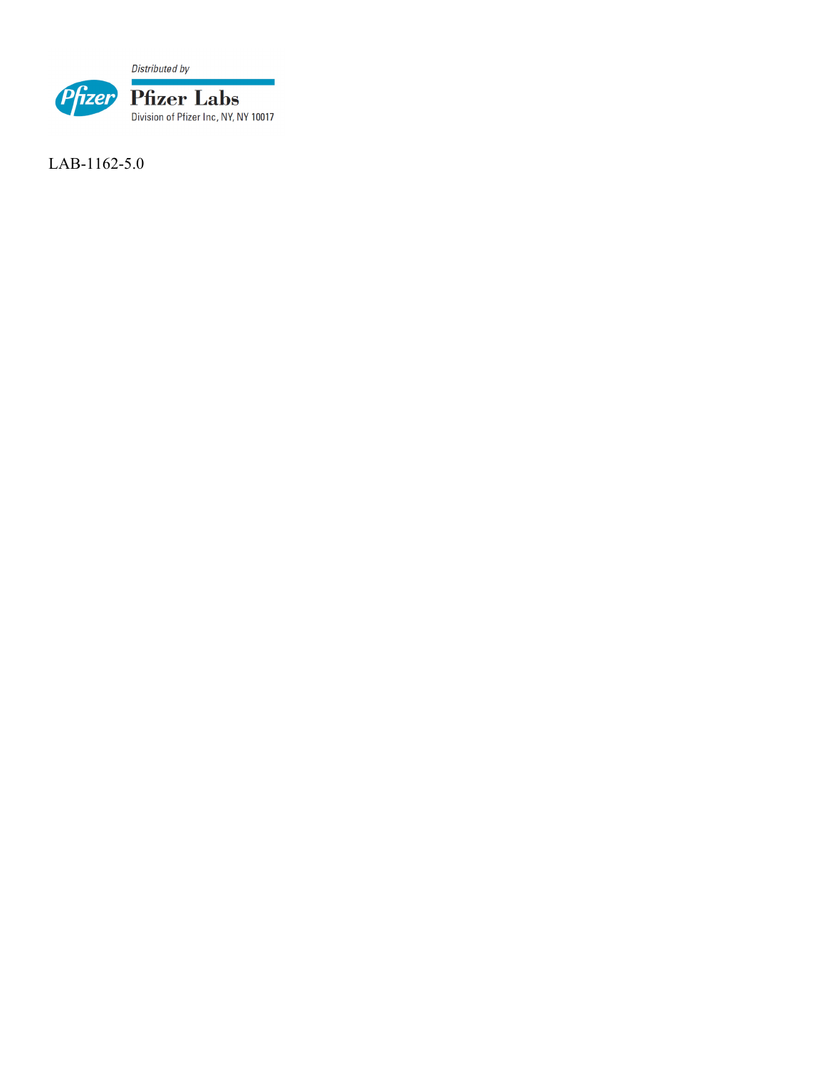Distributed by

Pfizer Labs

Division of Pfizer Inc, NY, NY 10017

LAB-1162-5.0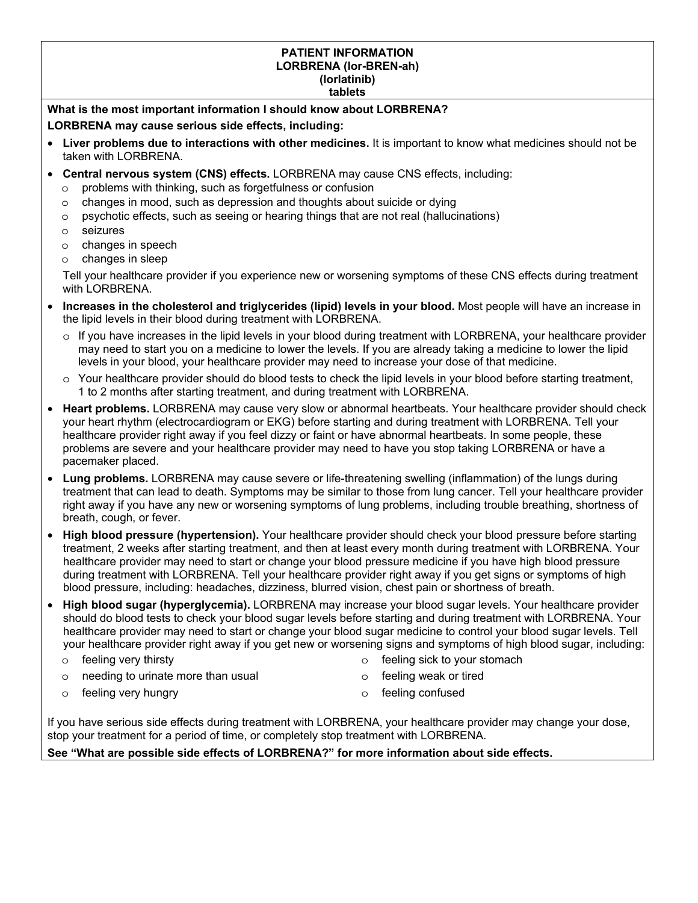# PATIENT INFORMATION
## LORBRENA (lor-BREN-ah)
## (lorlatinib)
## tablets

**What is the most important information I should know about LORBRENA?**

**LORBRENA may cause serious side effects, including:**

- **Liver problems due to interactions with other medicines.** It is important to know what medicines should not be taken with LORBRENA.
- **Central nervous system (CNS) effects.** LORBRENA may cause CNS effects, including:
  - problems with thinking, such as forgetfulness or confusion
  - changes in mood, such as depression and thoughts about suicide or dying
  - psychotic effects, such as seeing or hearing things that are not real (hallucinations)
  - seizures
  - changes in speech
  - changes in sleep

  Tell your healthcare provider if you experience new or worsening symptoms of these CNS effects during treatment with LORBRENA.
- **Increases in the cholesterol and triglycerides (lipid) levels in your blood.** Most people will have an increase in the lipid levels in their blood during treatment with LORBRENA.
  - If you have increases in the lipid levels in your blood during treatment with LORBRENA, your healthcare provider may need to start you on a medicine to lower the levels. If you are already taking a medicine to lower the lipid levels in your blood, your healthcare provider may need to increase your dose of that medicine.
  - Your healthcare provider should do blood tests to check the lipid levels in your blood before starting treatment, 1 to 2 months after starting treatment, and during treatment with LORBRENA.
- **Heart problems.** LORBRENA may cause very slow or abnormal heartbeats. Your healthcare provider should check your heart rhythm (electrocardiogram or EKG) before starting and during treatment with LORBRENA. Tell your healthcare provider right away if you feel dizzy or faint or have abnormal heartbeats. In some people, these problems are severe and your healthcare provider may need to have you stop taking LORBRENA or have a pacemaker placed.
- **Lung problems.** LORBRENA may cause severe or life-threatening swelling (inflammation) of the lungs during treatment that can lead to death. Symptoms may be similar to those from lung cancer. Tell your healthcare provider right away if you have any new or worsening symptoms of lung problems, including trouble breathing, shortness of breath, cough, or fever.
- **High blood pressure (hypertension).** Your healthcare provider should check your blood pressure before starting treatment, 2 weeks after starting treatment, and then at least every month during treatment with LORBRENA. Your healthcare provider may need to start or change your blood pressure medicine if you have high blood pressure during treatment with LORBRENA. Tell your healthcare provider right away if you get signs or symptoms of high blood pressure, including: headaches, dizziness, blurred vision, chest pain or shortness of breath.
- **High blood sugar (hyperglycemia).** LORBRENA may increase your blood sugar levels. Your healthcare provider should do blood tests to check your blood sugar levels before starting and during treatment with LORBRENA. Your healthcare provider may need to start or change your blood sugar medicine to control your blood sugar levels. Tell your healthcare provider right away if you get new or worsening signs and symptoms of high blood sugar, including:
  - feeling very thirsty
  - needing to urinate more than usual
  - feeling very hungry
  - feeling sick to your stomach
  - feeling weak or tired
  - feeling confused

If you have serious side effects during treatment with LORBRENA, your healthcare provider may change your dose, stop your treatment for a period of time, or completely stop treatment with LORBRENA.

**See "What are possible side effects of LORBRENA?" for more information about side effects.**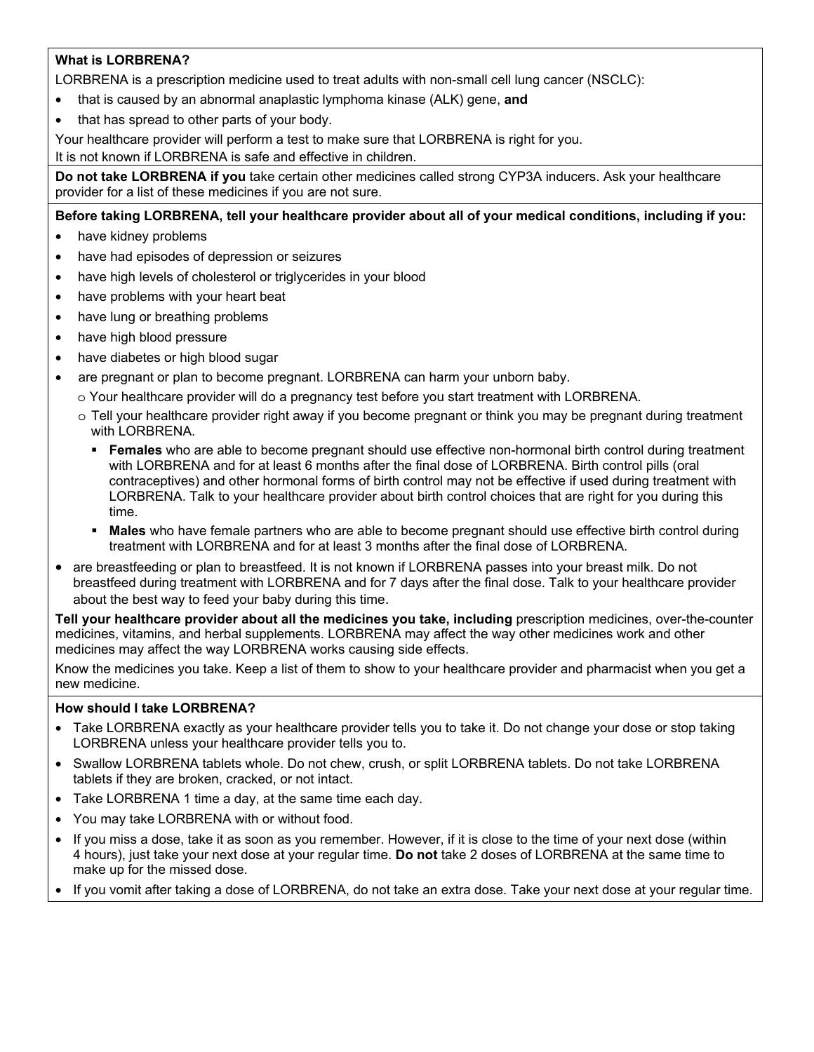**What is LORBRENA?**

LORBRENA is a prescription medicine used to treat adults with non-small cell lung cancer (NSCLC):

- that is caused by an abnormal anaplastic lymphoma kinase (ALK) gene, **and**
- that has spread to other parts of your body.

Your healthcare provider will perform a test to make sure that LORBRENA is right for you.

It is not known if LORBRENA is safe and effective in children.

**Do not take LORBRENA if you** take certain other medicines called strong CYP3A inducers. Ask your healthcare provider for a list of these medicines if you are not sure.

**Before taking LORBRENA, tell your healthcare provider about all of your medical conditions, including if you:**

- have kidney problems
- have had episodes of depression or seizures
- have high levels of cholesterol or triglycerides in your blood
- have problems with your heart beat
- have lung or breathing problems
- have high blood pressure
- have diabetes or high blood sugar
- are pregnant or plan to become pregnant. LORBRENA can harm your unborn baby.
  - Your healthcare provider will do a pregnancy test before you start treatment with LORBRENA.
  - Tell your healthcare provider right away if you become pregnant or think you may be pregnant during treatment with LORBRENA.
    - **Females** who are able to become pregnant should use effective non-hormonal birth control during treatment with LORBRENA and for at least 6 months after the final dose of LORBRENA. Birth control pills (oral contraceptives) and other hormonal forms of birth control may not be effective if used during treatment with LORBRENA. Talk to your healthcare provider about birth control choices that are right for you during this time.
    - **Males** who have female partners who are able to become pregnant should use effective birth control during treatment with LORBRENA and for at least 3 months after the final dose of LORBRENA.
- are breastfeeding or plan to breastfeed. It is not known if LORBRENA passes into your breast milk. Do not breastfeed during treatment with LORBRENA and for 7 days after the final dose. Talk to your healthcare provider about the best way to feed your baby during this time.

**Tell your healthcare provider about all the medicines you take, including** prescription medicines, over-the-counter medicines, vitamins, and herbal supplements. LORBRENA may affect the way other medicines work and other medicines may affect the way LORBRENA works causing side effects.

Know the medicines you take. Keep a list of them to show to your healthcare provider and pharmacist when you get a new medicine.

**How should I take LORBRENA?**

- Take LORBRENA exactly as your healthcare provider tells you to take it. Do not change your dose or stop taking LORBRENA unless your healthcare provider tells you to.
- Swallow LORBRENA tablets whole. Do not chew, crush, or split LORBRENA tablets. Do not take LORBRENA tablets if they are broken, cracked, or not intact.
- Take LORBRENA 1 time a day, at the same time each day.
- You may take LORBRENA with or without food.
- If you miss a dose, take it as soon as you remember. However, if it is close to the time of your next dose (within 4 hours), just take your next dose at your regular time. **Do not** take 2 doses of LORBRENA at the same time to make up for the missed dose.
- If you vomit after taking a dose of LORBRENA, do not take an extra dose. Take your next dose at your regular time.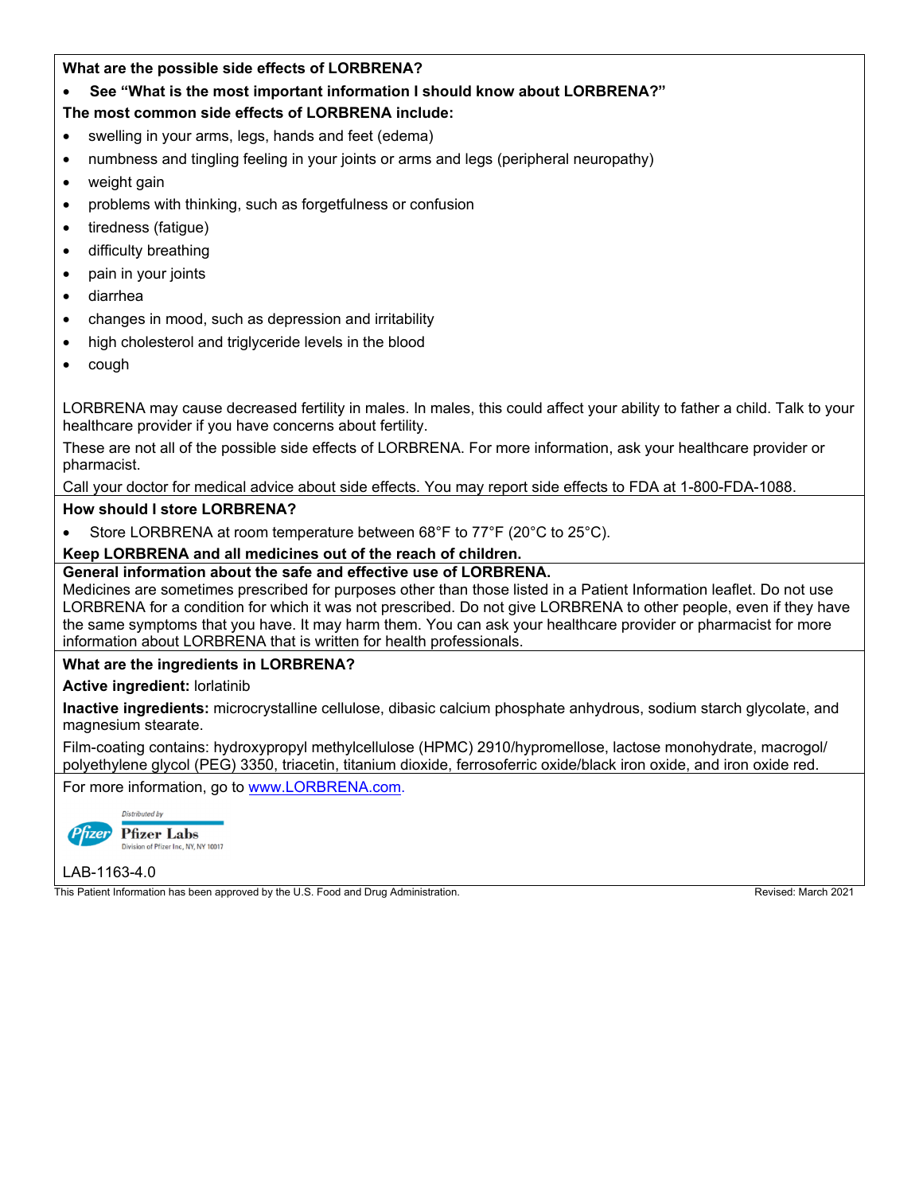**What are the possible side effects of LORBRENA?**

- **See "What is the most important information I should know about LORBRENA?"**

**The most common side effects of LORBRENA include:**

- swelling in your arms, legs, hands and feet (edema)
- numbness and tingling feeling in your joints or arms and legs (peripheral neuropathy)
- weight gain
- problems with thinking, such as forgetfulness or confusion
- tiredness (fatigue)
- difficulty breathing
- pain in your joints
- diarrhea
- changes in mood, such as depression and irritability
- high cholesterol and triglyceride levels in the blood
- cough

LORBRENA may cause decreased fertility in males. In males, this could affect your ability to father a child. Talk to your healthcare provider if you have concerns about fertility.

These are not all of the possible side effects of LORBRENA. For more information, ask your healthcare provider or pharmacist.

Call your doctor for medical advice about side effects. You may report side effects to FDA at 1-800-FDA-1088.

**How should I store LORBRENA?**

- Store LORBRENA at room temperature between 68°F to 77°F (20°C to 25°C).

**Keep LORBRENA and all medicines out of the reach of children.**

**General information about the safe and effective use of LORBRENA.**

Medicines are sometimes prescribed for purposes other than those listed in a Patient Information leaflet. Do not use LORBRENA for a condition for which it was not prescribed. Do not give LORBRENA to other people, even if they have the same symptoms that you have. It may harm them. You can ask your healthcare provider or pharmacist for more information about LORBRENA that is written for health professionals.

**What are the ingredients in LORBRENA?**

**Active ingredient:** lorlatinib

**Inactive ingredients:** microcrystalline cellulose, dibasic calcium phosphate anhydrous, sodium starch glycolate, and magnesium stearate.

Film-coating contains: hydroxypropyl methylcellulose (HPMC) 2910/hypromellose, lactose monohydrate, macrogol/ polyethylene glycol (PEG) 3350, triacetin, titanium dioxide, ferrosoferric oxide/black iron oxide, and iron oxide red.

For more information, go to www.LORBRENA.com.

Distributed by
Pfizer Labs
Division of Pfizer Inc, NY, NY 10017

LAB-1163-4.0

This Patient Information has been approved by the U.S. Food and Drug Administration. Revised: March 2021